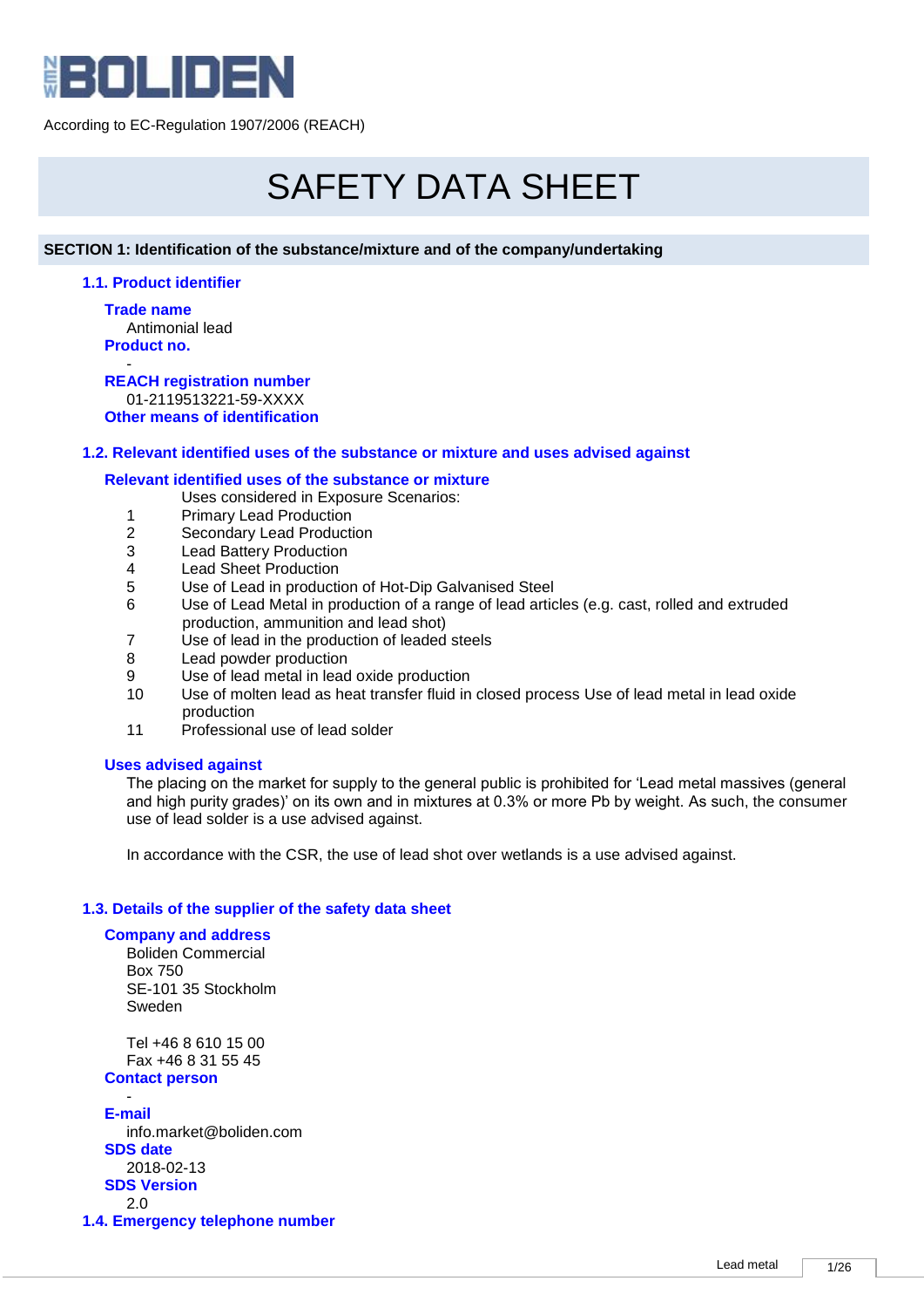BOLIDEN

According to EC-Regulation 1907/2006 (REACH)

# SAFETY DATA SHEET

## SECTION 1: Identification of the substance/mixture and of the company/undertaking

### 1.1. Product identifier

**Trade name**

Antimonial lead

**Product no.**

-

**REACH registration number**

01-2119513221-59-XXXX

**Other means of identification**

### 1.2. Relevant identified uses of the substance or mixture and uses advised against

**Relevant identified uses of the substance or mixture**

Uses considered in Exposure Scenarios:

1. Primary Lead Production
2. Secondary Lead Production
3. Lead Battery Production
4. Lead Sheet Production
5. Use of Lead in production of Hot-Dip Galvanised Steel
6. Use of Lead Metal in production of a range of lead articles (e.g. cast, rolled and extruded production, ammunition and lead shot)
7. Use of lead in the production of leaded steels
8. Lead powder production
9. Use of lead metal in lead oxide production
10. Use of molten lead as heat transfer fluid in closed process Use of lead metal in lead oxide production
11. Professional use of lead solder

**Uses advised against**

The placing on the market for supply to the general public is prohibited for 'Lead metal massives (general and high purity grades)' on its own and in mixtures at 0.3% or more Pb by weight. As such, the consumer use of lead solder is a use advised against.

In accordance with the CSR, the use of lead shot over wetlands is a use advised against.

### 1.3. Details of the supplier of the safety data sheet

**Company and address**

Boliden Commercial
Box 750
SE-101 35 Stockholm
Sweden

Tel +46 8 610 15 00
Fax +46 8 31 55 45

**Contact person**

-

**E-mail**

info.market@boliden.com

**SDS date**

2018-02-13

**SDS Version**

2.0

### 1.4. Emergency telephone number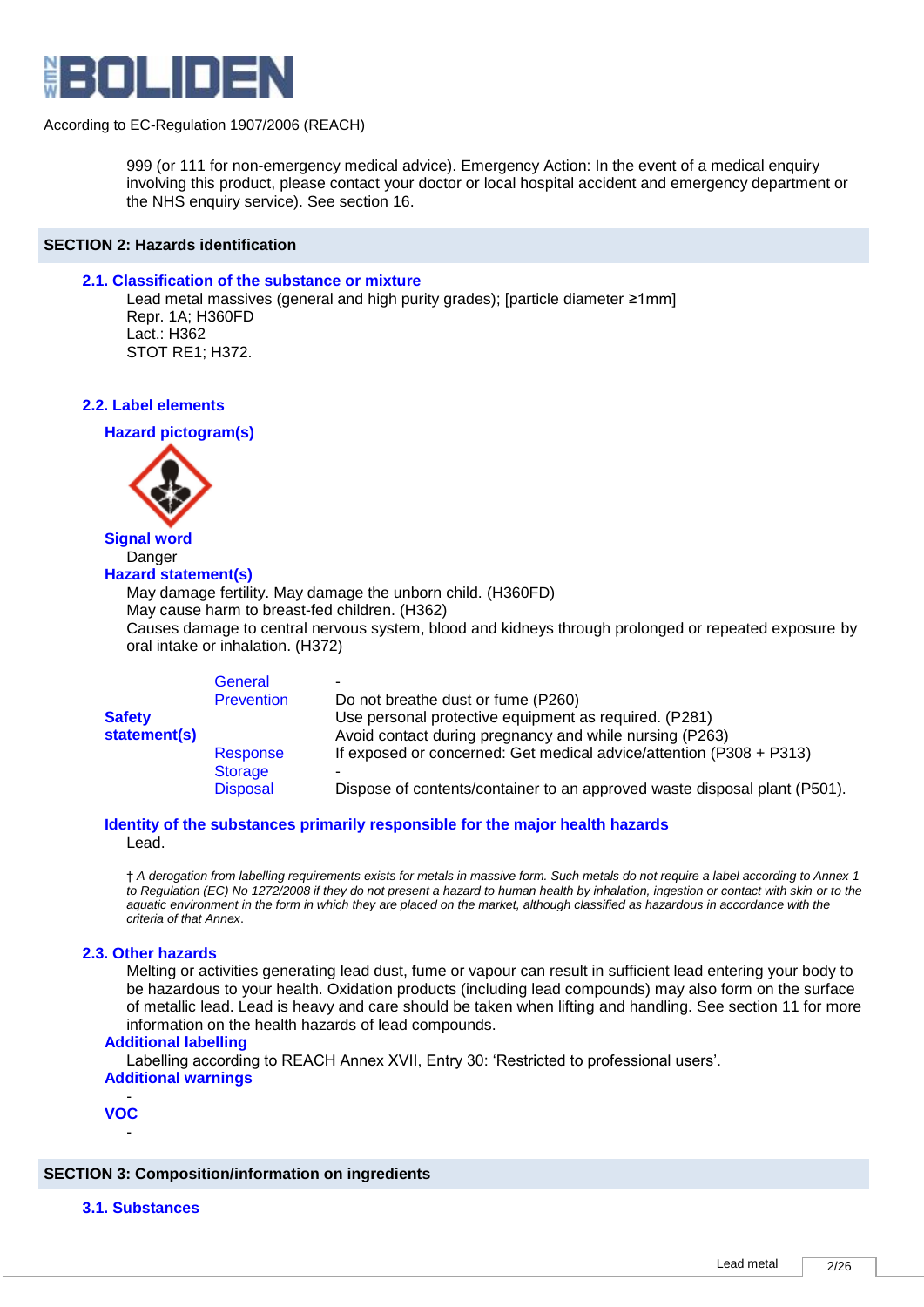According to EC-Regulation 1907/2006 (REACH)

999 (or 111 for non-emergency medical advice). Emergency Action: In the event of a medical enquiry involving this product, please contact your doctor or local hospital accident and emergency department or the NHS enquiry service). See section 16.

## SECTION 2: Hazards identification

### 2.1. Classification of the substance or mixture

Lead metal massives (general and high purity grades); [particle diameter ≥1mm]
Repr. 1A; H360FD
Lact.: H362
STOT RE1; H372.

### 2.2. Label elements

#### Hazard pictogram(s)

#### Signal word

Danger

#### Hazard statement(s)

May damage fertility. May damage the unborn child. (H360FD)
May cause harm to breast-fed children. (H362)
Causes damage to central nervous system, blood and kidneys through prolonged or repeated exposure by oral intake or inhalation. (H372)

| | | |
|---|---|---|
| **Safety statement(s)** | General | - |
| | Prevention | Do not breathe dust or fume (P260) |
| | | Use personal protective equipment as required. (P281) |
| | | Avoid contact during pregnancy and while nursing (P263) |
| | Response | If exposed or concerned: Get medical advice/attention (P308 + P313) |
| | Storage | - |
| | Disposal | Dispose of contents/container to an approved waste disposal plant (P501). |

#### Identity of the substances primarily responsible for the major health hazards

Lead.

† *A derogation from labelling requirements exists for metals in massive form. Such metals do not require a label according to Annex 1 to Regulation (EC) No 1272/2008 if they do not present a hazard to human health by inhalation, ingestion or contact with skin or to the aquatic environment in the form in which they are placed on the market, although classified as hazardous in accordance with the criteria of that Annex.*

### 2.3. Other hazards

Melting or activities generating lead dust, fume or vapour can result in sufficient lead entering your body to be hazardous to your health. Oxidation products (including lead compounds) may also form on the surface of metallic lead. Lead is heavy and care should be taken when lifting and handling. See section 11 for more information on the health hazards of lead compounds.

#### Additional labelling

Labelling according to REACH Annex XVII, Entry 30: 'Restricted to professional users'.

#### Additional warnings

-

#### VOC

-

## SECTION 3: Composition/information on ingredients

### 3.1. Substances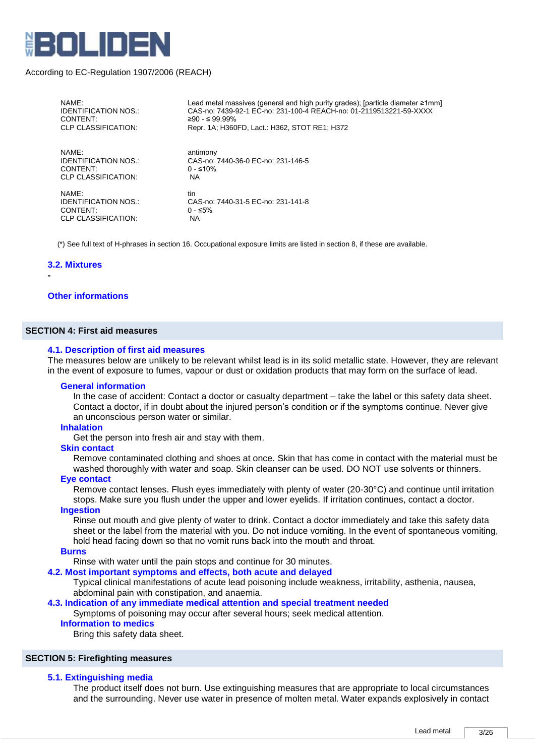According to EC-Regulation 1907/2006 (REACH)

| | |
|---|---|
| NAME: | Lead metal massives (general and high purity grades); [particle diameter ≥1mm] |
| IDENTIFICATION NOS.: | CAS-no: 7439-92-1 EC-no: 231-100-4 REACH-no: 01-2119513221-59-XXXX |
| CONTENT: | ≥90 - ≤ 99.99% |
| CLP CLASSIFICATION: | Repr. 1A; H360FD, Lact.: H362, STOT RE1; H372 |

| | |
|---|---|
| NAME: | antimony |
| IDENTIFICATION NOS.: | CAS-no: 7440-36-0 EC-no: 231-146-5 |
| CONTENT: | 0 - ≤10% |
| CLP CLASSIFICATION: | NA |

| | |
|---|---|
| NAME: | tin |
| IDENTIFICATION NOS.: | CAS-no: 7440-31-5 EC-no: 231-141-8 |
| CONTENT: | 0 - ≤5% |
| CLP CLASSIFICATION: | NA |

(*) See full text of H-phrases in section 16. Occupational exposure limits are listed in section 8, if these are available.

### 3.2. Mixtures

-

### Other informations

## SECTION 4: First aid measures

### 4.1. Description of first aid measures

The measures below are unlikely to be relevant whilst lead is in its solid metallic state. However, they are relevant in the event of exposure to fumes, vapour or dust or oxidation products that may form on the surface of lead.

#### General information

In the case of accident: Contact a doctor or casualty department – take the label or this safety data sheet. Contact a doctor, if in doubt about the injured person's condition or if the symptoms continue. Never give an unconscious person water or similar.

#### Inhalation

Get the person into fresh air and stay with them.

#### Skin contact

Remove contaminated clothing and shoes at once. Skin that has come in contact with the material must be washed thoroughly with water and soap. Skin cleanser can be used. DO NOT use solvents or thinners.

#### Eye contact

Remove contact lenses. Flush eyes immediately with plenty of water (20-30°C) and continue until irritation stops. Make sure you flush under the upper and lower eyelids. If irritation continues, contact a doctor.

#### Ingestion

Rinse out mouth and give plenty of water to drink. Contact a doctor immediately and take this safety data sheet or the label from the material with you. Do not induce vomiting. In the event of spontaneous vomiting, hold head facing down so that no vomit runs back into the mouth and throat.

#### Burns

Rinse with water until the pain stops and continue for 30 minutes.

### 4.2. Most important symptoms and effects, both acute and delayed

Typical clinical manifestations of acute lead poisoning include weakness, irritability, asthenia, nausea, abdominal pain with constipation, and anaemia.

### 4.3. Indication of any immediate medical attention and special treatment needed

Symptoms of poisoning may occur after several hours; seek medical attention.

#### Information to medics

Bring this safety data sheet.

## SECTION 5: Firefighting measures

### 5.1. Extinguishing media

The product itself does not burn. Use extinguishing measures that are appropriate to local circumstances and the surrounding. Never use water in presence of molten metal. Water expands explosively in contact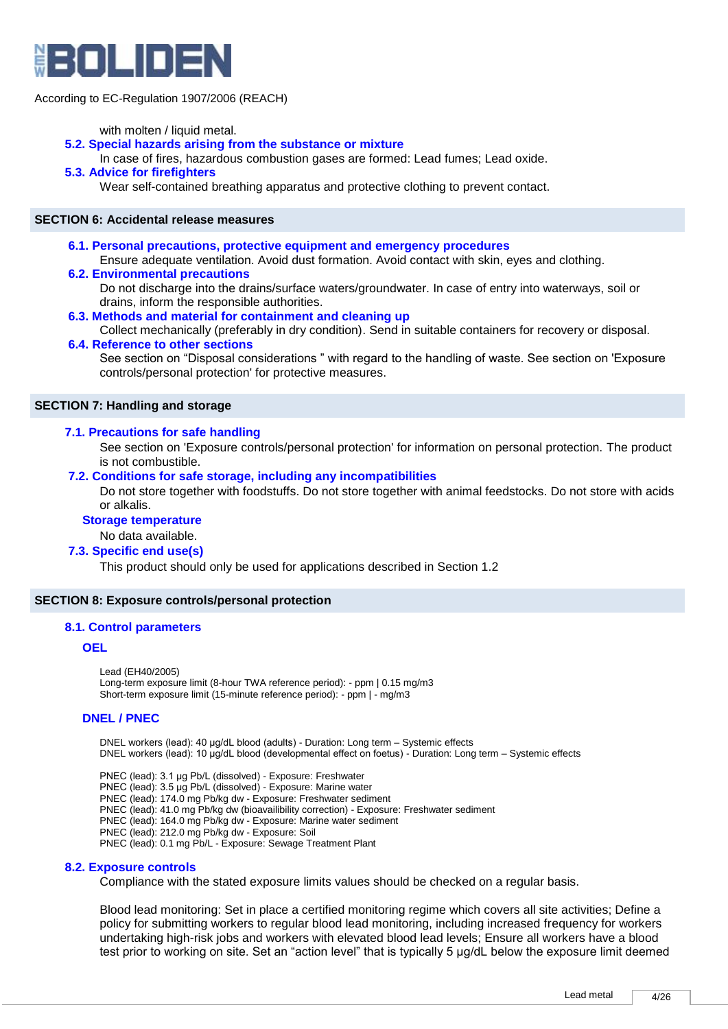with molten / liquid metal.

### 5.2. Special hazards arising from the substance or mixture

In case of fires, hazardous combustion gases are formed: Lead fumes; Lead oxide.

### 5.3. Advice for firefighters

Wear self-contained breathing apparatus and protective clothing to prevent contact.

## SECTION 6: Accidental release measures

### 6.1. Personal precautions, protective equipment and emergency procedures

Ensure adequate ventilation. Avoid dust formation. Avoid contact with skin, eyes and clothing.

### 6.2. Environmental precautions

Do not discharge into the drains/surface waters/groundwater. In case of entry into waterways, soil or drains, inform the responsible authorities.

### 6.3. Methods and material for containment and cleaning up

Collect mechanically (preferably in dry condition). Send in suitable containers for recovery or disposal.

### 6.4. Reference to other sections

See section on “Disposal considerations ” with regard to the handling of waste. See section on 'Exposure controls/personal protection' for protective measures.

## SECTION 7: Handling and storage

### 7.1. Precautions for safe handling

See section on 'Exposure controls/personal protection' for information on personal protection. The product is not combustible.

### 7.2. Conditions for safe storage, including any incompatibilities

Do not store together with foodstuffs. Do not store together with animal feedstocks. Do not store with acids or alkalis.

#### Storage temperature

No data available.

### 7.3. Specific end use(s)

This product should only be used for applications described in Section 1.2

## SECTION 8: Exposure controls/personal protection

### 8.1. Control parameters

#### OEL

Lead (EH40/2005)
Long-term exposure limit (8-hour TWA reference period): - ppm | 0.15 mg/m3
Short-term exposure limit (15-minute reference period): - ppm | - mg/m3

#### DNEL / PNEC

DNEL workers (lead): 40 µg/dL blood (adults) - Duration: Long term – Systemic effects
DNEL workers (lead): 10 µg/dL blood (developmental effect on foetus) - Duration: Long term – Systemic effects

PNEC (lead): 3.1 µg Pb/L (dissolved) - Exposure: Freshwater
PNEC (lead): 3.5 µg Pb/L (dissolved) - Exposure: Marine water
PNEC (lead): 174.0 mg Pb/kg dw - Exposure: Freshwater sediment
PNEC (lead): 41.0 mg Pb/kg dw (bioavailibility correction) - Exposure: Freshwater sediment
PNEC (lead): 164.0 mg Pb/kg dw - Exposure: Marine water sediment
PNEC (lead): 212.0 mg Pb/kg dw - Exposure: Soil
PNEC (lead): 0.1 mg Pb/L - Exposure: Sewage Treatment Plant

### 8.2. Exposure controls

Compliance with the stated exposure limits values should be checked on a regular basis.

Blood lead monitoring: Set in place a certified monitoring regime which covers all site activities; Define a policy for submitting workers to regular blood lead monitoring, including increased frequency for workers undertaking high-risk jobs and workers with elevated blood lead levels; Ensure all workers have a blood test prior to working on site. Set an “action level” that is typically 5 µg/dL below the exposure limit deemed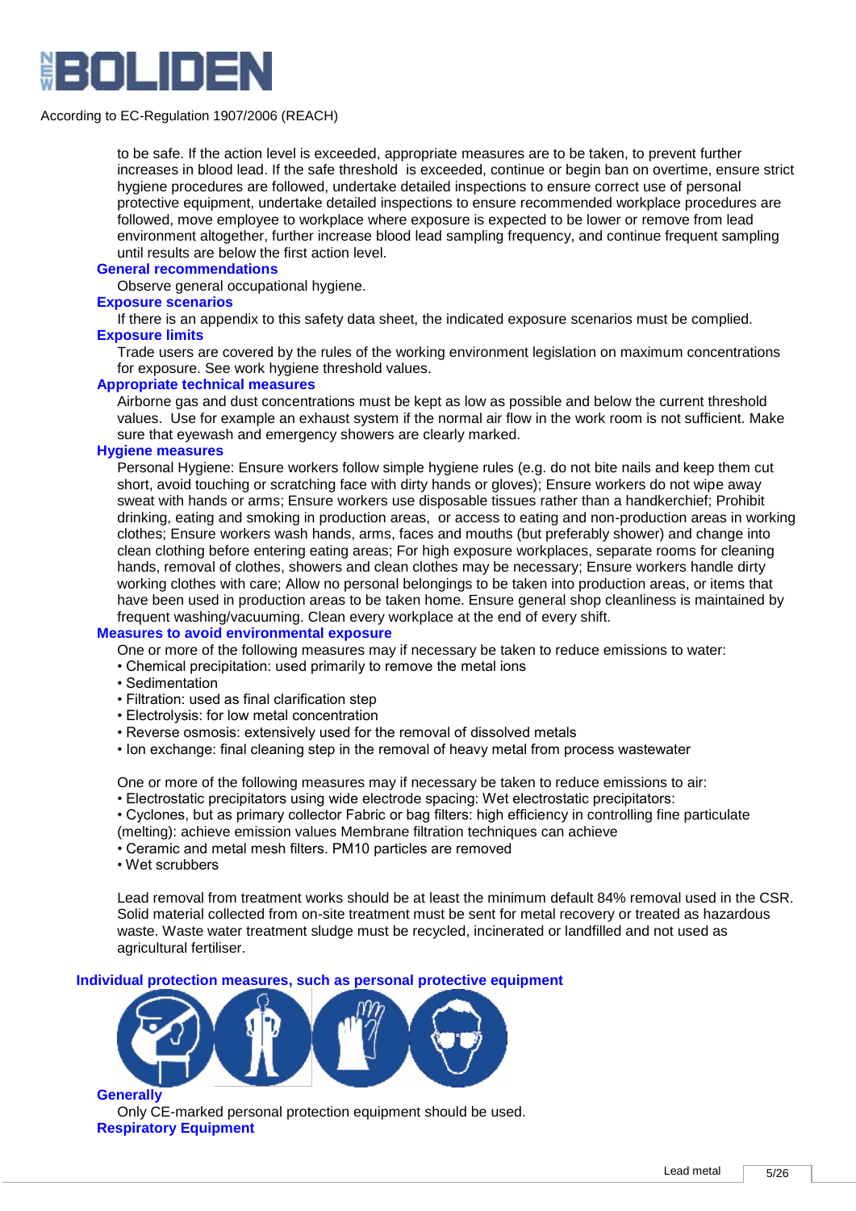to be safe. If the action level is exceeded, appropriate measures are to be taken, to prevent further increases in blood lead. If the safe threshold is exceeded, continue or begin ban on overtime, ensure strict hygiene procedures are followed, undertake detailed inspections to ensure correct use of personal protective equipment, undertake detailed inspections to ensure recommended workplace procedures are followed, move employee to workplace where exposure is expected to be lower or remove from lead environment altogether, further increase blood lead sampling frequency, and continue frequent sampling until results are below the first action level.

### General recommendations

Observe general occupational hygiene.

### Exposure scenarios

If there is an appendix to this safety data sheet, the indicated exposure scenarios must be complied.

### Exposure limits

Trade users are covered by the rules of the working environment legislation on maximum concentrations for exposure. See work hygiene threshold values.

### Appropriate technical measures

Airborne gas and dust concentrations must be kept as low as possible and below the current threshold values. Use for example an exhaust system if the normal air flow in the work room is not sufficient. Make sure that eyewash and emergency showers are clearly marked.

### Hygiene measures

Personal Hygiene: Ensure workers follow simple hygiene rules (e.g. do not bite nails and keep them cut short, avoid touching or scratching face with dirty hands or gloves); Ensure workers do not wipe away sweat with hands or arms; Ensure workers use disposable tissues rather than a handkerchief; Prohibit drinking, eating and smoking in production areas, or access to eating and non-production areas in working clothes; Ensure workers wash hands, arms, faces and mouths (but preferably shower) and change into clean clothing before entering eating areas; For high exposure workplaces, separate rooms for cleaning hands, removal of clothes, showers and clean clothes may be necessary; Ensure workers handle dirty working clothes with care; Allow no personal belongings to be taken into production areas, or items that have been used in production areas to be taken home. Ensure general shop cleanliness is maintained by frequent washing/vacuuming. Clean every workplace at the end of every shift.

### Measures to avoid environmental exposure

One or more of the following measures may if necessary be taken to reduce emissions to water:

- Chemical precipitation: used primarily to remove the metal ions
- Sedimentation
- Filtration: used as final clarification step
- Electrolysis: for low metal concentration
- Reverse osmosis: extensively used for the removal of dissolved metals
- Ion exchange: final cleaning step in the removal of heavy metal from process wastewater

One or more of the following measures may if necessary be taken to reduce emissions to air:

- Electrostatic precipitators using wide electrode spacing: Wet electrostatic precipitators:
- Cyclones, but as primary collector Fabric or bag filters: high efficiency in controlling fine particulate (melting): achieve emission values Membrane filtration techniques can achieve
- Ceramic and metal mesh filters. PM10 particles are removed
- Wet scrubbers

Lead removal from treatment works should be at least the minimum default 84% removal used in the CSR. Solid material collected from on-site treatment must be sent for metal recovery or treated as hazardous waste. Waste water treatment sludge must be recycled, incinerated or landfilled and not used as agricultural fertiliser.

## Individual protection measures, such as personal protective equipment

### Generally

Only CE-marked personal protection equipment should be used.

### Respiratory Equipment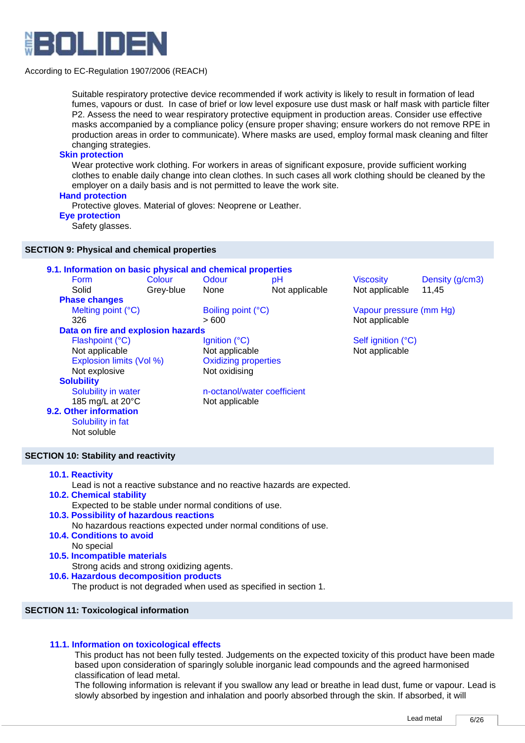Suitable respiratory protective device recommended if work activity is likely to result in formation of lead fumes, vapours or dust. In case of brief or low level exposure use dust mask or half mask with particle filter P2. Assess the need to wear respiratory protective equipment in production areas. Consider use effective masks accompanied by a compliance policy (ensure proper shaving; ensure workers do not remove RPE in production areas in order to communicate). Where masks are used, employ formal mask cleaning and filter changing strategies.

**Skin protection**

Wear protective work clothing. For workers in areas of significant exposure, provide sufficient working clothes to enable daily change into clean clothes. In such cases all work clothing should be cleaned by the employer on a daily basis and is not permitted to leave the work site.

**Hand protection**

Protective gloves. Material of gloves: Neoprene or Leather.

**Eye protection**

Safety glasses.

## SECTION 9: Physical and chemical properties

### 9.1. Information on basic physical and chemical properties

| Form | Colour | Odour | pH | Viscosity | Density (g/cm3) |
|---|---|---|---|---|---|
| Solid | Grey-blue | None | Not applicable | Not applicable | 11,45 |

**Phase changes**

| Melting point (°C) | Boiling point (°C) | Vapour pressure (mm Hg) |
|---|---|---|
| 326 | > 600 | Not applicable |

**Data on fire and explosion hazards**

| Flashpoint (°C) | Ignition (°C) | Self ignition (°C) |
|---|---|---|
| Not applicable | Not applicable | Not applicable |
| **Explosion limits (Vol %)** | **Oxidizing properties** | |
| Not explosive | Not oxidising | |

**Solubility**

| Solubility in water | n-octanol/water coefficient |
|---|---|
| 185 mg/L at 20°C | Not applicable |

### 9.2. Other information

Solubility in fat

Not soluble

## SECTION 10: Stability and reactivity

### 10.1. Reactivity

Lead is not a reactive substance and no reactive hazards are expected.

### 10.2. Chemical stability

Expected to be stable under normal conditions of use.

### 10.3. Possibility of hazardous reactions

No hazardous reactions expected under normal conditions of use.

### 10.4. Conditions to avoid

No special

### 10.5. Incompatible materials

Strong acids and strong oxidizing agents.

### 10.6. Hazardous decomposition products

The product is not degraded when used as specified in section 1.

## SECTION 11: Toxicological information

### 11.1. Information on toxicological effects

This product has not been fully tested. Judgements on the expected toxicity of this product have been made based upon consideration of sparingly soluble inorganic lead compounds and the agreed harmonised classification of lead metal.

The following information is relevant if you swallow any lead or breathe in lead dust, fume or vapour. Lead is slowly absorbed by ingestion and inhalation and poorly absorbed through the skin. If absorbed, it will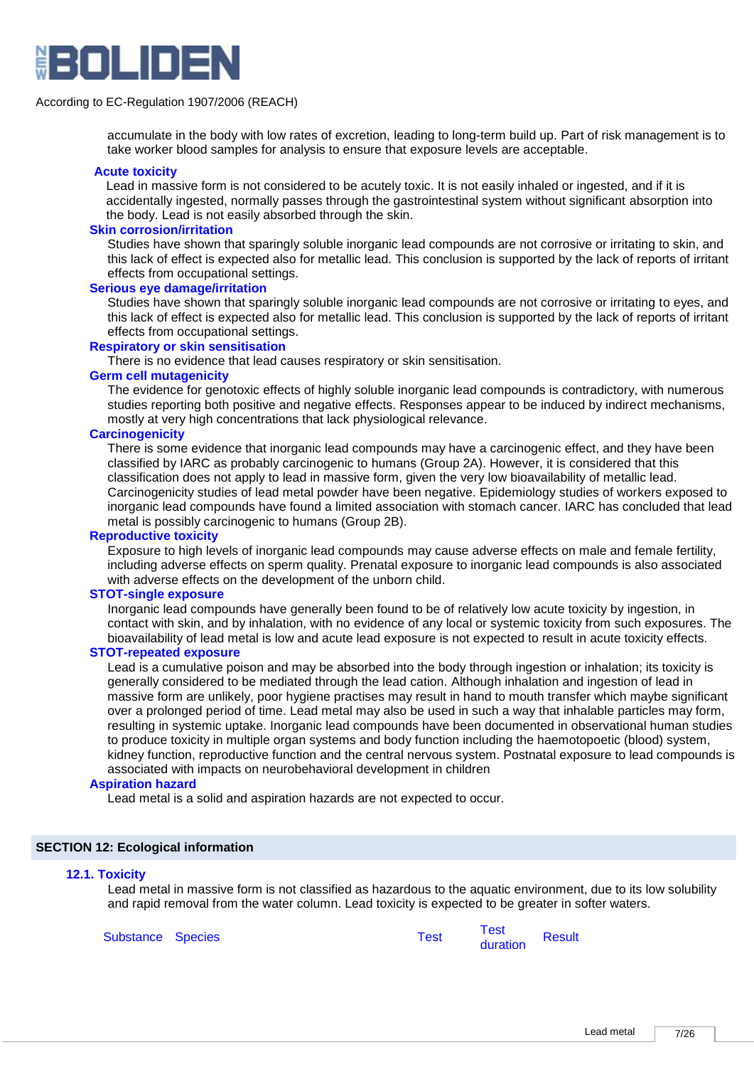accumulate in the body with low rates of excretion, leading to long-term build up. Part of risk management is to take worker blood samples for analysis to ensure that exposure levels are acceptable.

**Acute toxicity**

Lead in massive form is not considered to be acutely toxic. It is not easily inhaled or ingested, and if it is accidentally ingested, normally passes through the gastrointestinal system without significant absorption into the body. Lead is not easily absorbed through the skin.

**Skin corrosion/irritation**

Studies have shown that sparingly soluble inorganic lead compounds are not corrosive or irritating to skin, and this lack of effect is expected also for metallic lead. This conclusion is supported by the lack of reports of irritant effects from occupational settings.

**Serious eye damage/irritation**

Studies have shown that sparingly soluble inorganic lead compounds are not corrosive or irritating to eyes, and this lack of effect is expected also for metallic lead. This conclusion is supported by the lack of reports of irritant effects from occupational settings.

**Respiratory or skin sensitisation**

There is no evidence that lead causes respiratory or skin sensitisation.

**Germ cell mutagenicity**

The evidence for genotoxic effects of highly soluble inorganic lead compounds is contradictory, with numerous studies reporting both positive and negative effects. Responses appear to be induced by indirect mechanisms, mostly at very high concentrations that lack physiological relevance.

**Carcinogenicity**

There is some evidence that inorganic lead compounds may have a carcinogenic effect, and they have been classified by IARC as probably carcinogenic to humans (Group 2A). However, it is considered that this classification does not apply to lead in massive form, given the very low bioavailability of metallic lead. Carcinogenicity studies of lead metal powder have been negative. Epidemiology studies of workers exposed to inorganic lead compounds have found a limited association with stomach cancer. IARC has concluded that lead metal is possibly carcinogenic to humans (Group 2B).

**Reproductive toxicity**

Exposure to high levels of inorganic lead compounds may cause adverse effects on male and female fertility, including adverse effects on sperm quality. Prenatal exposure to inorganic lead compounds is also associated with adverse effects on the development of the unborn child.

**STOT-single exposure**

Inorganic lead compounds have generally been found to be of relatively low acute toxicity by ingestion, in contact with skin, and by inhalation, with no evidence of any local or systemic toxicity from such exposures. The bioavailability of lead metal is low and acute lead exposure is not expected to result in acute toxicity effects.

**STOT-repeated exposure**

Lead is a cumulative poison and may be absorbed into the body through ingestion or inhalation; its toxicity is generally considered to be mediated through the lead cation. Although inhalation and ingestion of lead in massive form are unlikely, poor hygiene practises may result in hand to mouth transfer which maybe significant over a prolonged period of time. Lead metal may also be used in such a way that inhalable particles may form, resulting in systemic uptake. Inorganic lead compounds have been documented in observational human studies to produce toxicity in multiple organ systems and body function including the haematopoetic (blood) system, kidney function, reproductive function and the central nervous system. Postnatal exposure to lead compounds is associated with impacts on neurobehavioral development in children

**Aspiration hazard**

Lead metal is a solid and aspiration hazards are not expected to occur.

## SECTION 12: Ecological information

### 12.1. Toxicity

Lead metal in massive form is not classified as hazardous to the aquatic environment, due to its low solubility and rapid removal from the water column. Lead toxicity is expected to be greater in softer waters.

| Substance | Species | Test | Test duration | Result |
|---|---|---|---|---|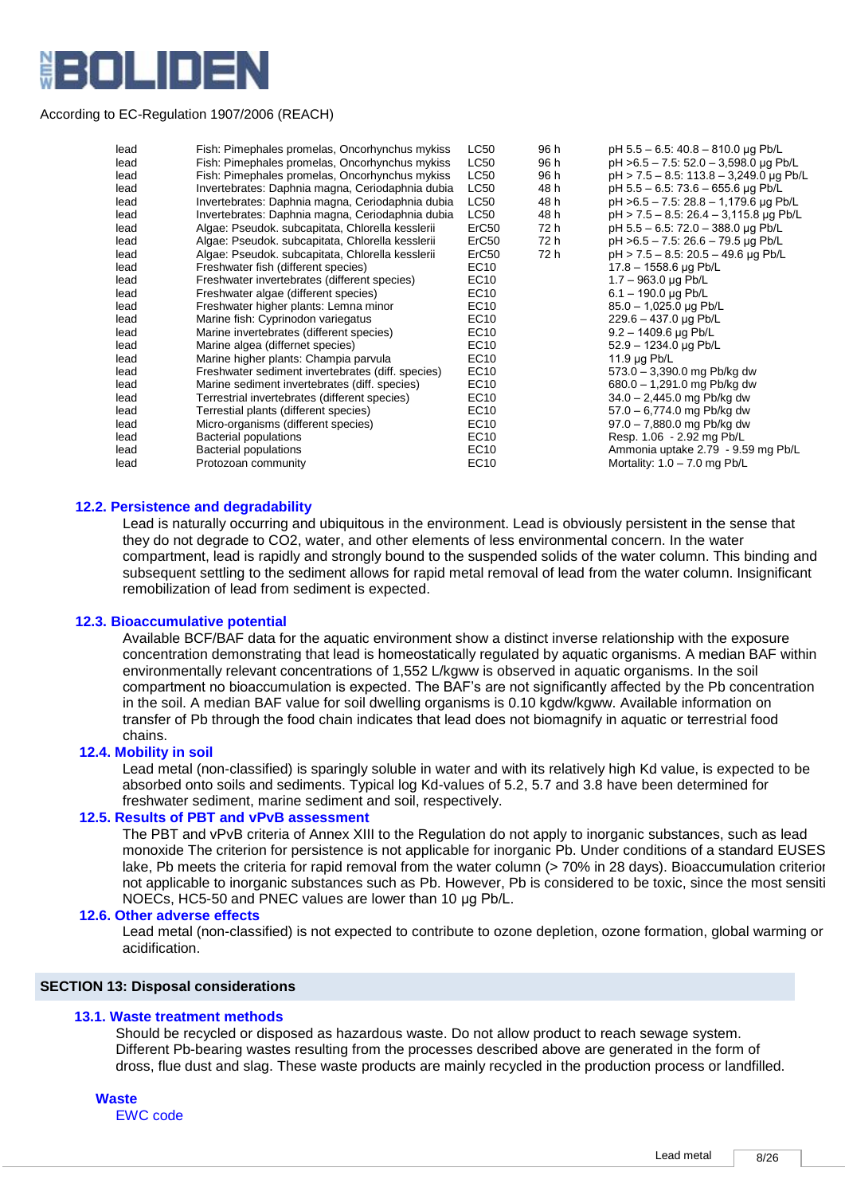| | | | | |
|---|---|---|---|---|
| lead | Fish: Pimephales promelas, Oncorhynchus mykiss | LC50 | 96 h | pH 5.5 – 6.5: 40.8 – 810.0 µg Pb/L |
| lead | Fish: Pimephales promelas, Oncorhynchus mykiss | LC50 | 96 h | pH >6.5 – 7.5: 52.0 – 3,598.0 µg Pb/L |
| lead | Fish: Pimephales promelas, Oncorhynchus mykiss | LC50 | 96 h | pH > 7.5 – 8.5: 113.8 – 3,249.0 µg Pb/L |
| lead | Invertebrates: Daphnia magna, Ceriodaphnia dubia | LC50 | 48 h | pH 5.5 – 6.5: 73.6 – 655.6 µg Pb/L |
| lead | Invertebrates: Daphnia magna, Ceriodaphnia dubia | LC50 | 48 h | pH >6.5 – 7.5: 28.8 – 1,179.6 µg Pb/L |
| lead | Invertebrates: Daphnia magna, Ceriodaphnia dubia | LC50 | 48 h | pH > 7.5 – 8.5: 26.4 – 3,115.8 µg Pb/L |
| lead | Algae: Pseudok. subcapitata, Chlorella kesslerii | ErC50 | 72 h | pH 5.5 – 6.5: 72.0 – 388.0 µg Pb/L |
| lead | Algae: Pseudok. subcapitata, Chlorella kesslerii | ErC50 | 72 h | pH >6.5 – 7.5: 26.6 – 79.5 µg Pb/L |
| lead | Algae: Pseudok. subcapitata, Chlorella kesslerii | ErC50 | 72 h | pH > 7.5 – 8.5: 20.5 – 49.6 µg Pb/L |
| lead | Freshwater fish (different species) | EC10 | | 17.8 – 1558.6 µg Pb/L |
| lead | Freshwater invertebrates (different species) | EC10 | | 1.7 – 963.0 µg Pb/L |
| lead | Freshwater algae (different species) | EC10 | | 6.1 – 190.0 µg Pb/L |
| lead | Freshwater higher plants: Lemna minor | EC10 | | 85.0 – 1,025.0 µg Pb/L |
| lead | Marine fish: Cyprinodon variegatus | EC10 | | 229.6 – 437.0 µg Pb/L |
| lead | Marine invertebrates (different species) | EC10 | | 9.2 – 1409.6 µg Pb/L |
| lead | Marine algea (differnet species) | EC10 | | 52.9 – 1234.0 µg Pb/L |
| lead | Marine higher plants: Champia parvula | EC10 | | 11.9 µg Pb/L |
| lead | Freshwater sediment invertebrates (diff. species) | EC10 | | 573.0 – 3,390.0 mg Pb/kg dw |
| lead | Marine sediment invertebrates (diff. species) | EC10 | | 680.0 – 1,291.0 mg Pb/kg dw |
| lead | Terrestrial invertebrates (different species) | EC10 | | 34.0 – 2,445.0 mg Pb/kg dw |
| lead | Terrestial plants (different species) | EC10 | | 57.0 – 6,774.0 mg Pb/kg dw |
| lead | Micro-organisms (different species) | EC10 | | 97.0 – 7,880.0 mg Pb/kg dw |
| lead | Bacterial populations | EC10 | | Resp. 1.06 - 2.92 mg Pb/L |
| lead | Bacterial populations | EC10 | | Ammonia uptake 2.79 - 9.59 mg Pb/L |
| lead | Protozoan community | EC10 | | Mortality: 1.0 – 7.0 mg Pb/L |

### 12.2. Persistence and degradability

Lead is naturally occurring and ubiquitous in the environment. Lead is obviously persistent in the sense that they do not degrade to CO2, water, and other elements of less environmental concern. In the water compartment, lead is rapidly and strongly bound to the suspended solids of the water column. This binding and subsequent settling to the sediment allows for rapid metal removal of lead from the water column. Insignificant remobilization of lead from sediment is expected.

### 12.3. Bioaccumulative potential

Available BCF/BAF data for the aquatic environment show a distinct inverse relationship with the exposure concentration demonstrating that lead is homeostatically regulated by aquatic organisms. A median BAF within environmentally relevant concentrations of 1,552 L/kgww is observed in aquatic organisms. In the soil compartment no bioaccumulation is expected. The BAF's are not significantly affected by the Pb concentration in the soil. A median BAF value for soil dwelling organisms is 0.10 kgdw/kgww. Available information on transfer of Pb through the food chain indicates that lead does not biomagnify in aquatic or terrestrial food chains.

### 12.4. Mobility in soil

Lead metal (non-classified) is sparingly soluble in water and with its relatively high Kd value, is expected to be absorbed onto soils and sediments. Typical log Kd-values of 5.2, 5.7 and 3.8 have been determined for freshwater sediment, marine sediment and soil, respectively.

### 12.5. Results of PBT and vPvB assessment

The PBT and vPvB criteria of Annex XIII to the Regulation do not apply to inorganic substances, such as lead monoxide The criterion for persistence is not applicable for inorganic Pb. Under conditions of a standard EUSES lake, Pb meets the criteria for rapid removal from the water column (> 70% in 28 days). Bioaccumulation criterior not applicable to inorganic substances such as Pb. However, Pb is considered to be toxic, since the most sensiti NOECs, HC5-50 and PNEC values are lower than 10 µg Pb/L.

### 12.6. Other adverse effects

Lead metal (non-classified) is not expected to contribute to ozone depletion, ozone formation, global warming or acidification.

## SECTION 13: Disposal considerations

### 13.1. Waste treatment methods

Should be recycled or disposed as hazardous waste. Do not allow product to reach sewage system. Different Pb-bearing wastes resulting from the processes described above are generated in the form of dross, flue dust and slag. These waste products are mainly recycled in the production process or landfilled.

**Waste**

EWC code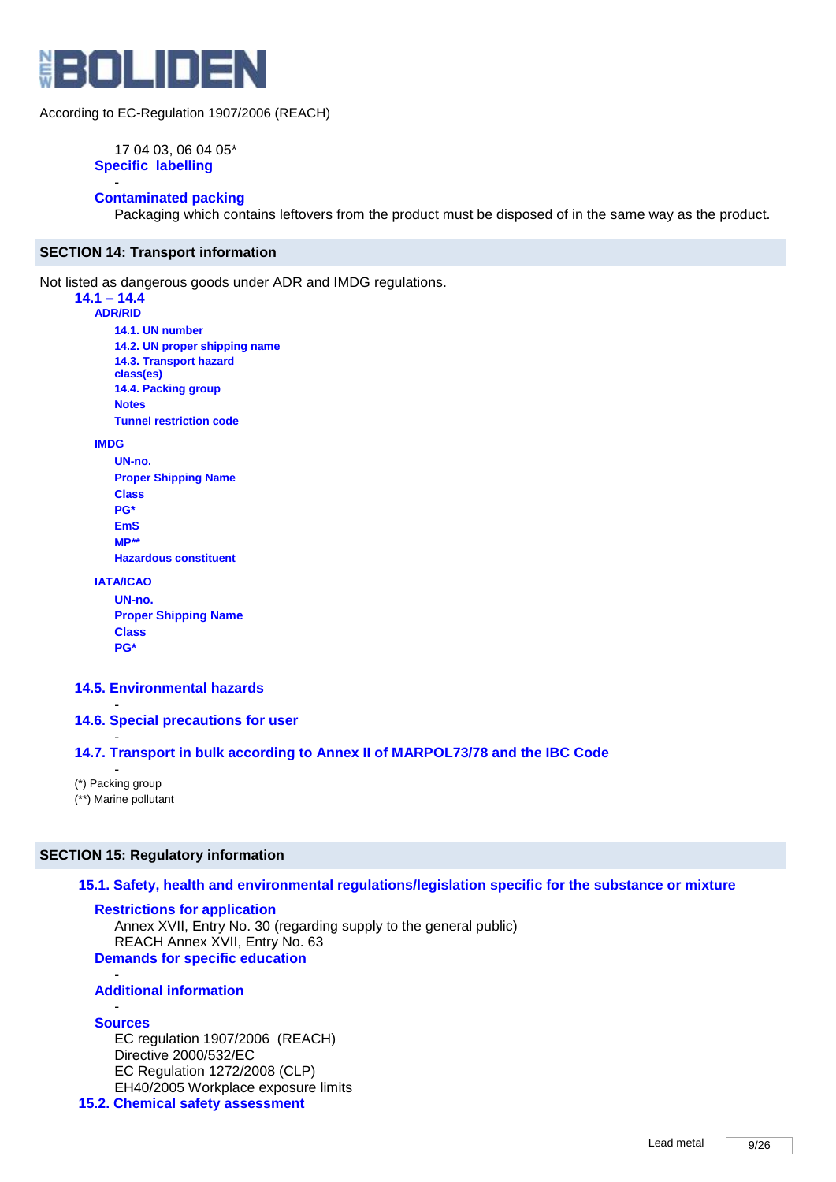17 04 03, 06 04 05*

**Specific labelling**

-

**Contaminated packing**

Packaging which contains leftovers from the product must be disposed of in the same way as the product.

## SECTION 14: Transport information

Not listed as dangerous goods under ADR and IMDG regulations.

### 14.1 – 14.4

**ADR/RID**

- **14.1. UN number**
- **14.2. UN proper shipping name**
- **14.3. Transport hazard class(es)**
- **14.4. Packing group**
- **Notes**
- **Tunnel restriction code**

**IMDG**

- **UN-no.**
- **Proper Shipping Name**
- **Class**
- **PG***
- **EmS**
- **MP****
- **Hazardous constituent**

**IATA/ICAO**

- **UN-no.**
- **Proper Shipping Name**
- **Class**
- **PG***

### 14.5. Environmental hazards

-

### 14.6. Special precautions for user

-

### 14.7. Transport in bulk according to Annex II of MARPOL73/78 and the IBC Code

-

(*) Packing group

(**) Marine pollutant

## SECTION 15: Regulatory information

### 15.1. Safety, health and environmental regulations/legislation specific for the substance or mixture

**Restrictions for application**

Annex XVII, Entry No. 30 (regarding supply to the general public)
REACH Annex XVII, Entry No. 63

**Demands for specific education**

-

**Additional information**

-

**Sources**

EC regulation 1907/2006 (REACH)
Directive 2000/532/EC
EC Regulation 1272/2008 (CLP)
EH40/2005 Workplace exposure limits

### 15.2. Chemical safety assessment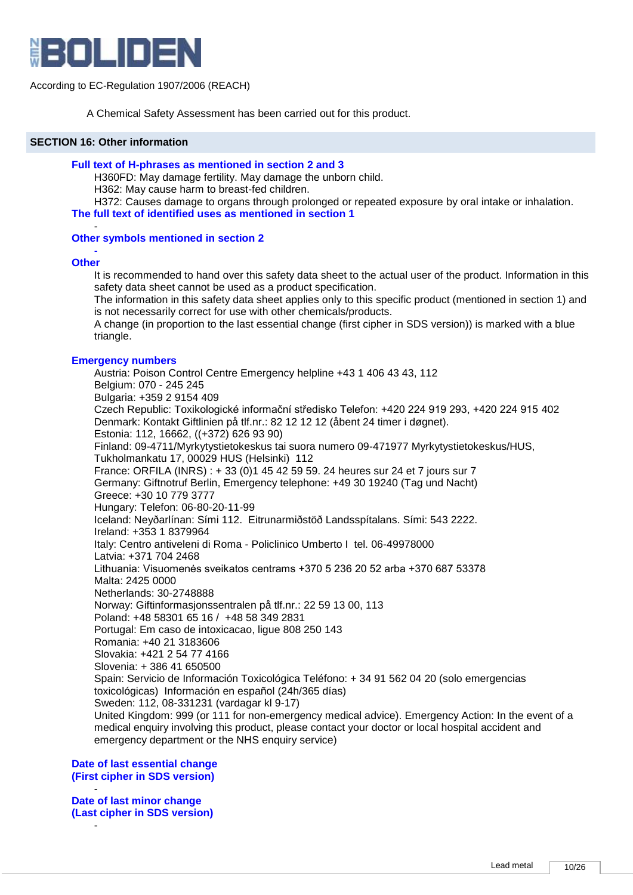According to EC-Regulation 1907/2006 (REACH)

A Chemical Safety Assessment has been carried out for this product.

## SECTION 16: Other information

### Full text of H-phrases as mentioned in section 2 and 3

H360FD: May damage fertility. May damage the unborn child.
H362: May cause harm to breast-fed children.
H372: Causes damage to organs through prolonged or repeated exposure by oral intake or inhalation.

### The full text of identified uses as mentioned in section 1

-

### Other symbols mentioned in section 2

-

### Other

It is recommended to hand over this safety data sheet to the actual user of the product. Information in this safety data sheet cannot be used as a product specification.
The information in this safety data sheet applies only to this specific product (mentioned in section 1) and is not necessarily correct for use with other chemicals/products.
A change (in proportion to the last essential change (first cipher in SDS version)) is marked with a blue triangle.

### Emergency numbers

Austria: Poison Control Centre Emergency helpline +43 1 406 43 43, 112
Belgium: 070 - 245 245
Bulgaria: +359 2 9154 409
Czech Republic: Toxikologické informační středisko Telefon: +420 224 919 293, +420 224 915 402
Denmark: Kontakt Giftlinien på tlf.nr.: 82 12 12 12 (åbent 24 timer i døgnet).
Estonia: 112, 16662, ((+372) 626 93 90)
Finland: 09-4711/Myrkytystietokeskus tai suora numero 09-471977 Myrkytystietokeskus/HUS, Tukholmankatu 17, 00029 HUS (Helsinki) 112
France: ORFILA (INRS) : + 33 (0)1 45 42 59 59. 24 heures sur 24 et 7 jours sur 7
Germany: Giftnotruf Berlin, Emergency telephone: +49 30 19240 (Tag und Nacht)
Greece: +30 10 779 3777
Hungary: Telefon: 06-80-20-11-99
Iceland: Neyðarlínan: Sími 112. Eitrunarmiðstöð Landsspítalans. Sími: 543 2222.
Ireland: +353 1 8379964
Italy: Centro antiveleni di Roma - Policlinico Umberto I tel. 06-49978000
Latvia: +371 704 2468
Lithuania: Visuomenės sveikatos centrams +370 5 236 20 52 arba +370 687 53378
Malta: 2425 0000
Netherlands: 30-2748888
Norway: Giftinformasjonssentralen på tlf.nr.: 22 59 13 00, 113
Poland: +48 58301 65 16 / +48 58 349 2831
Portugal: Em caso de intoxicacao, ligue 808 250 143
Romania: +40 21 3183606
Slovakia: +421 2 54 77 4166
Slovenia: + 386 41 650500
Spain: Servicio de Información Toxicológica Teléfono: + 34 91 562 04 20 (solo emergencias toxicológicas) Información en español (24h/365 días)
Sweden: 112, 08-331231 (vardagar kl 9-17)
United Kingdom: 999 (or 111 for non-emergency medical advice). Emergency Action: In the event of a medical enquiry involving this product, please contact your doctor or local hospital accident and emergency department or the NHS enquiry service)

### Date of last essential change (First cipher in SDS version)

-

### Date of last minor change (Last cipher in SDS version)

-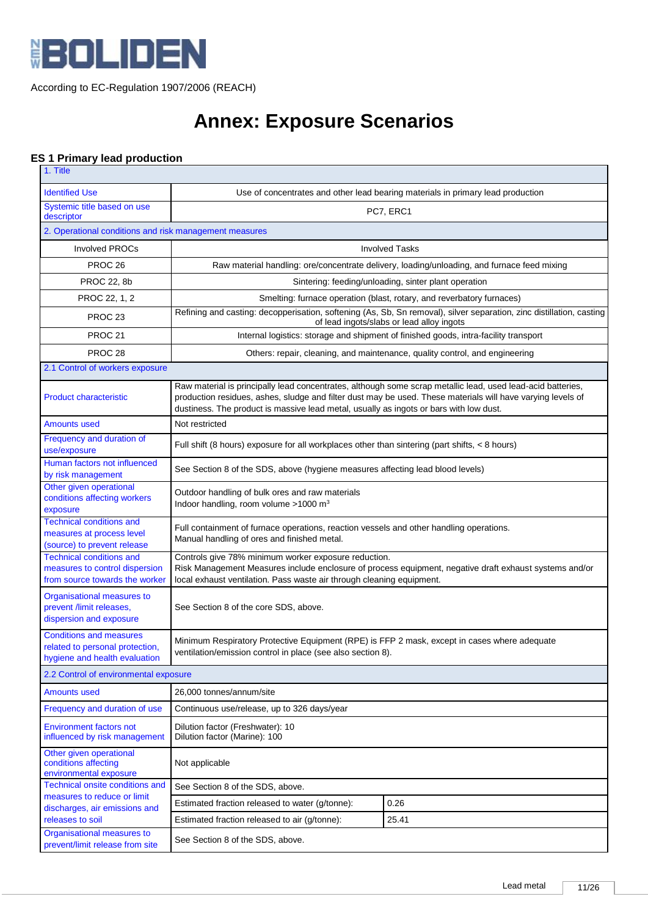According to EC-Regulation 1907/2006 (REACH)

# Annex: Exposure Scenarios

## ES 1 Primary lead production

| 1. Title | | |
|---|---|---|
| Identified Use | Use of concentrates and other lead bearing materials in primary lead production | |
| Systemic title based on use descriptor | PC7, ERC1 | |
| **2. Operational conditions and risk management measures** | | |
| Involved PROCs | Involved Tasks | |
| PROC 26 | Raw material handling: ore/concentrate delivery, loading/unloading, and furnace feed mixing | |
| PROC 22, 8b | Sintering: feeding/unloading, sinter plant operation | |
| PROC 22, 1, 2 | Smelting: furnace operation (blast, rotary, and reverbatory furnaces) | |
| PROC 23 | Refining and casting: decopperisation, softening (As, Sb, Sn removal), silver separation, zinc distillation, casting of lead ingots/slabs or lead alloy ingots | |
| PROC 21 | Internal logistics: storage and shipment of finished goods, intra-facility transport | |
| PROC 28 | Others: repair, cleaning, and maintenance, quality control, and engineering | |
| **2.1 Control of workers exposure** | | |
| Product characteristic | Raw material is principally lead concentrates, although some scrap metallic lead, used lead-acid batteries, production residues, ashes, sludge and filter dust may be used. These materials will have varying levels of dustiness. The product is massive lead metal, usually as ingots or bars with low dust. | |
| Amounts used | Not restricted | |
| Frequency and duration of use/exposure | Full shift (8 hours) exposure for all workplaces other than sintering (part shifts, < 8 hours) | |
| Human factors not influenced by risk management | See Section 8 of the SDS, above (hygiene measures affecting lead blood levels) | |
| Other given operational conditions affecting workers exposure | Outdoor handling of bulk ores and raw materials<br>Indoor handling, room volume >1000 m$^3$ | |
| Technical conditions and measures at process level (source) to prevent release | Full containment of furnace operations, reaction vessels and other handling operations.<br>Manual handling of ores and finished metal. | |
| Technical conditions and measures to control dispersion from source towards the worker | Controls give 78% minimum worker exposure reduction.<br>Risk Management Measures include enclosure of process equipment, negative draft exhaust systems and/or local exhaust ventilation. Pass waste air through cleaning equipment. | |
| Organisational measures to prevent /limit releases, dispersion and exposure | See Section 8 of the core SDS, above. | |
| Conditions and measures related to personal protection, hygiene and health evaluation | Minimum Respiratory Protective Equipment (RPE) is FFP 2 mask, except in cases where adequate ventilation/emission control in place (see also section 8). | |
| **2.2 Control of environmental exposure** | | |
| Amounts used | 26,000 tonnes/annum/site | |
| Frequency and duration of use | Continuous use/release, up to 326 days/year | |
| Environment factors not influenced by risk management | Dilution factor (Freshwater): 10<br>Dilution factor (Marine): 100 | |
| Other given operational conditions affecting environmental exposure | Not applicable | |
| Technical onsite conditions and measures to reduce or limit discharges, air emissions and releases to soil | See Section 8 of the SDS, above. | |
| | Estimated fraction released to water (g/tonne): | 0.26 |
| | Estimated fraction released to air (g/tonne): | 25.41 |
| Organisational measures to prevent/limit release from site | See Section 8 of the SDS, above. | |

Lead metal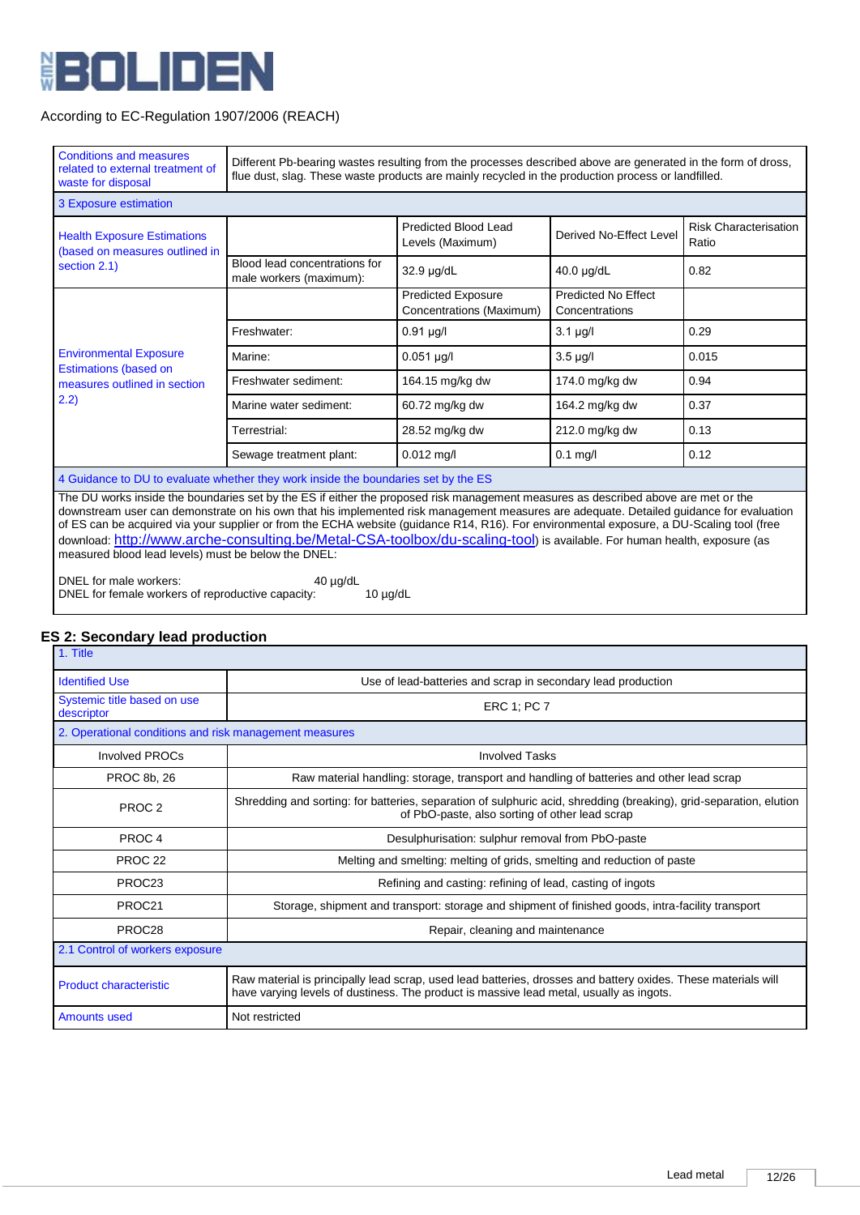According to EC-Regulation 1907/2006 (REACH)

| Conditions and measures related to external treatment of waste for disposal | Different Pb-bearing wastes resulting from the processes described above are generated in the form of dross, flue dust, slag. These waste products are mainly recycled in the production process or landfilled. | | | |
|---|---|---|---|---|
| **3 Exposure estimation** | | | | |
| Health Exposure Estimations (based on measures outlined in section 2.1) | | Predicted Blood Lead Levels (Maximum) | Derived No-Effect Level | Risk Characterisation Ratio |
| | Blood lead concentrations for male workers (maximum): | 32.9 µg/dL | 40.0 µg/dL | 0.82 |
| Environmental Exposure Estimations (based on measures outlined in section 2.2) | | Predicted Exposure Concentrations (Maximum) | Predicted No Effect Concentrations | |
| | Freshwater: | 0.91 µg/l | 3.1 µg/l | 0.29 |
| | Marine: | 0.051 µg/l | 3.5 µg/l | 0.015 |
| | Freshwater sediment: | 164.15 mg/kg dw | 174.0 mg/kg dw | 0.94 |
| | Marine water sediment: | 60.72 mg/kg dw | 164.2 mg/kg dw | 0.37 |
| | Terrestrial: | 28.52 mg/kg dw | 212.0 mg/kg dw | 0.13 |
| | Sewage treatment plant: | 0.012 mg/l | 0.1 mg/l | 0.12 |

**4 Guidance to DU to evaluate whether they work inside the boundaries set by the ES**

The DU works inside the boundaries set by the ES if either the proposed risk management measures as described above are met or the downstream user can demonstrate on his own that his implemented risk management measures are adequate. Detailed guidance for evaluation of ES can be acquired via your supplier or from the ECHA website (guidance R14, R16). For environmental exposure, a DU-Scaling tool (free download: http://www.arche-consulting.be/Metal-CSA-toolbox/du-scaling-tool) is available. For human health, exposure (as measured blood lead levels) must be below the DNEL:

DNEL for male workers: 40 µg/dL
DNEL for female workers of reproductive capacity: 10 µg/dL

## ES 2: Secondary lead production

| 1. Title | |
|---|---|
| Identified Use | Use of lead-batteries and scrap in secondary lead production |
| Systemic title based on use descriptor | ERC 1; PC 7 |
| **2. Operational conditions and risk management measures** | |
| Involved PROCs | Involved Tasks |
| PROC 8b, 26 | Raw material handling: storage, transport and handling of batteries and other lead scrap |
| PROC 2 | Shredding and sorting: for batteries, separation of sulphuric acid, shredding (breaking), grid-separation, elution of PbO-paste, also sorting of other lead scrap |
| PROC 4 | Desulphurisation: sulphur removal from PbO-paste |
| PROC 22 | Melting and smelting: melting of grids, smelting and reduction of paste |
| PROC23 | Refining and casting: refining of lead, casting of ingots |
| PROC21 | Storage, shipment and transport: storage and shipment of finished goods, intra-facility transport |
| PROC28 | Repair, cleaning and maintenance |
| **2.1 Control of workers exposure** | |
| Product characteristic | Raw material is principally lead scrap, used lead batteries, drosses and battery oxides. These materials will have varying levels of dustiness. The product is massive lead metal, usually as ingots. |
| Amounts used | Not restricted |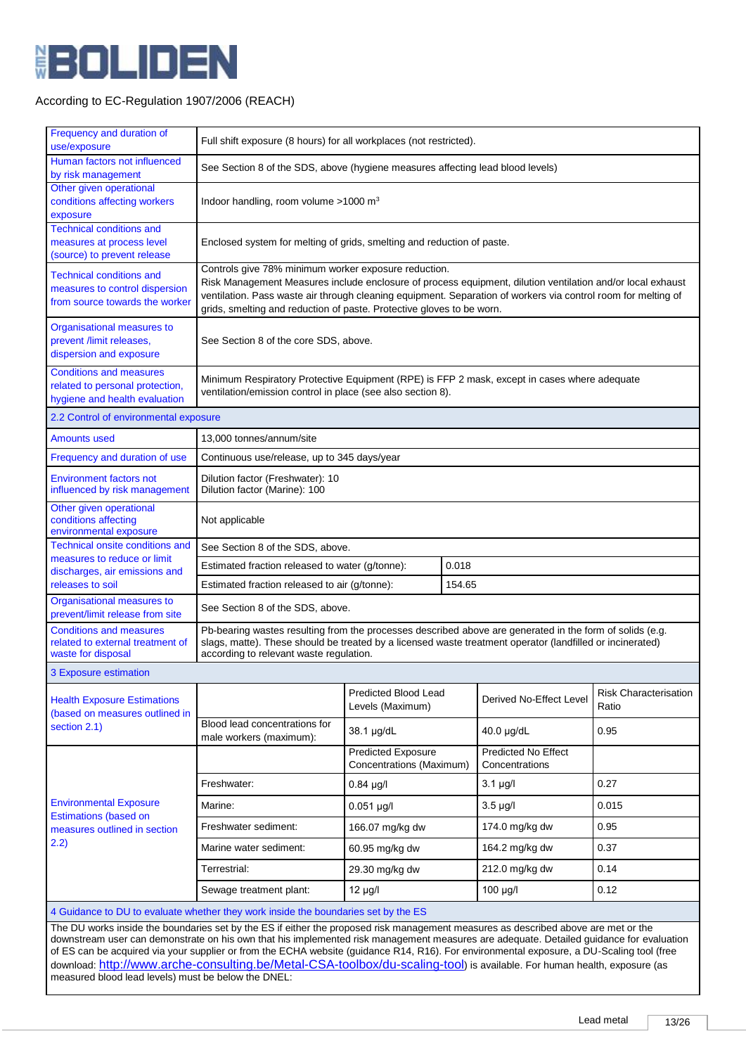According to EC-Regulation 1907/2006 (REACH)

| | |
|---|---|
| Frequency and duration of use/exposure | Full shift exposure (8 hours) for all workplaces (not restricted). |
| Human factors not influenced by risk management | See Section 8 of the SDS, above (hygiene measures affecting lead blood levels) |
| Other given operational conditions affecting workers exposure | Indoor handling, room volume >1000 m³ |
| Technical conditions and measures at process level (source) to prevent release | Enclosed system for melting of grids, smelting and reduction of paste. |
| Technical conditions and measures to control dispersion from source towards the worker | Controls give 78% minimum worker exposure reduction. Risk Management Measures include enclosure of process equipment, dilution ventilation and/or local exhaust ventilation. Pass waste air through cleaning equipment. Separation of workers via control room for melting of grids, smelting and reduction of paste. Protective gloves to be worn. |
| Organisational measures to prevent /limit releases, dispersion and exposure | See Section 8 of the core SDS, above. |
| Conditions and measures related to personal protection, hygiene and health evaluation | Minimum Respiratory Protective Equipment (RPE) is FFP 2 mask, except in cases where adequate ventilation/emission control in place (see also section 8). |

**2.2 Control of environmental exposure**

| | | |
|---|---|---|
| Amounts used | 13,000 tonnes/annum/site | |
| Frequency and duration of use | Continuous use/release, up to 345 days/year | |
| Environment factors not influenced by risk management | Dilution factor (Freshwater): 10<br>Dilution factor (Marine): 100 | |
| Other given operational conditions affecting environmental exposure | Not applicable | |
| Technical onsite conditions and measures to reduce or limit discharges, air emissions and releases to soil | See Section 8 of the SDS, above. | |
| | Estimated fraction released to water (g/tonne): | 0.018 |
| | Estimated fraction released to air (g/tonne): | 154.65 |
| Organisational measures to prevent/limit release from site | See Section 8 of the SDS, above. | |
| Conditions and measures related to external treatment of waste for disposal | Pb-bearing wastes resulting from the processes described above are generated in the form of solids (e.g. slags, matte). These should be treated by a licensed waste treatment operator (landfilled or incinerated) according to relevant waste regulation. | |

**3 Exposure estimation**

| | | | | |
|---|---|---|---|---|
| Health Exposure Estimations (based on measures outlined in section 2.1) | | Predicted Blood Lead Levels (Maximum) | Derived No-Effect Level | Risk Characterisation Ratio |
| | Blood lead concentrations for male workers (maximum): | 38.1 µg/dL | 40.0 µg/dL | 0.95 |
| Environmental Exposure Estimations (based on measures outlined in section 2.2) | | Predicted Exposure Concentrations (Maximum) | Predicted No Effect Concentrations | |
| | Freshwater: | 0.84 µg/l | 3.1 µg/l | 0.27 |
| | Marine: | 0.051 µg/l | 3.5 µg/l | 0.015 |
| | Freshwater sediment: | 166.07 mg/kg dw | 174.0 mg/kg dw | 0.95 |
| | Marine water sediment: | 60.95 mg/kg dw | 164.2 mg/kg dw | 0.37 |
| | Terrestrial: | 29.30 mg/kg dw | 212.0 mg/kg dw | 0.14 |
| | Sewage treatment plant: | 12 µg/l | 100 µg/l | 0.12 |

**4 Guidance to DU to evaluate whether they work inside the boundaries set by the ES**

The DU works inside the boundaries set by the ES if either the proposed risk management measures as described above are met or the downstream user can demonstrate on his own that his implemented risk management measures are adequate. Detailed guidance for evaluation of ES can be acquired via your supplier or from the ECHA website (guidance R14, R16). For environmental exposure, a DU-Scaling tool (free download: http://www.arche-consulting.be/Metal-CSA-toolbox/du-scaling-tool) is available. For human health, exposure (as measured blood lead levels) must be below the DNEL: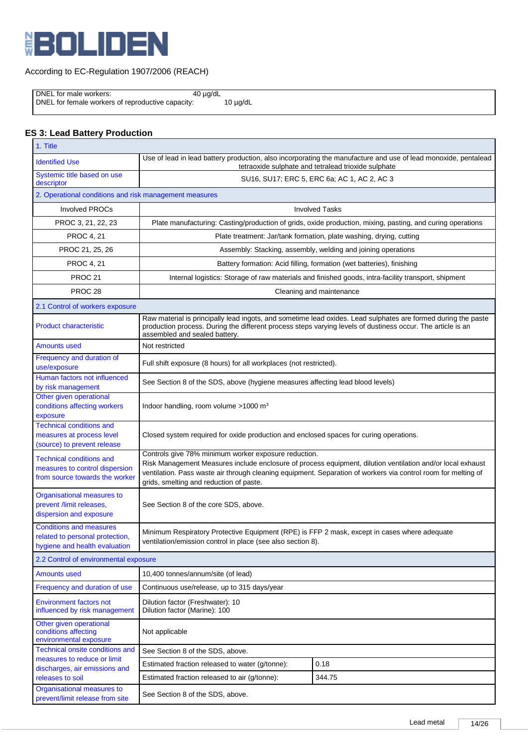According to EC-Regulation 1907/2006 (REACH)

| | |
|---|---|
| DNEL for male workers: | 40 µg/dL |
| DNEL for female workers of reproductive capacity: | 10 µg/dL |

## ES 3: Lead Battery Production

| 1. Title | | |
|---|---|---|
| Identified Use | Use of lead in lead battery production, also incorporating the manufacture and use of lead monoxide, pentalead tetraoxide sulphate and tetralead trioxide sulphate | |
| Systemic title based on use descriptor | SU16, SU17; ERC 5, ERC 6a; AC 1, AC 2, AC 3 | |
| **2. Operational conditions and risk management measures** | | |
| Involved PROCs | Involved Tasks | |
| PROC 3, 21, 22, 23 | Plate manufacturing: Casting/production of grids, oxide production, mixing, pasting, and curing operations | |
| PROC 4, 21 | Plate treatment: Jar/tank formation, plate washing, drying, cutting | |
| PROC 21, 25, 26 | Assembly: Stacking, assembly, welding and joining operations | |
| PROC 4, 21 | Battery formation: Acid filling, formation (wet batteries), finishing | |
| PROC 21 | Internal logistics: Storage of raw materials and finished goods, intra-facility transport, shipment | |
| PROC 28 | Cleaning and maintenance | |
| **2.1 Control of workers exposure** | | |
| Product characteristic | Raw material is principally lead ingots, and sometime lead oxides. Lead sulphates are formed during the paste production process. During the different process steps varying levels of dustiness occur. The article is an assembled and sealed battery. | |
| Amounts used | Not restricted | |
| Frequency and duration of use/exposure | Full shift exposure (8 hours) for all workplaces (not restricted). | |
| Human factors not influenced by risk management | See Section 8 of the SDS, above (hygiene measures affecting lead blood levels) | |
| Other given operational conditions affecting workers exposure | Indoor handling, room volume >1000 m³ | |
| Technical conditions and measures at process level (source) to prevent release | Closed system required for oxide production and enclosed spaces for curing operations. | |
| Technical conditions and measures to control dispersion from source towards the worker | Controls give 78% minimum worker exposure reduction. Risk Management Measures include enclosure of process equipment, dilution ventilation and/or local exhaust ventilation. Pass waste air through cleaning equipment. Separation of workers via control room for melting of grids, smelting and reduction of paste. | |
| Organisational measures to prevent /limit releases, dispersion and exposure | See Section 8 of the core SDS, above. | |
| Conditions and measures related to personal protection, hygiene and health evaluation | Minimum Respiratory Protective Equipment (RPE) is FFP 2 mask, except in cases where adequate ventilation/emission control in place (see also section 8). | |
| **2.2 Control of environmental exposure** | | |
| Amounts used | 10,400 tonnes/annum/site (of lead) | |
| Frequency and duration of use | Continuous use/release, up to 315 days/year | |
| Environment factors not influenced by risk management | Dilution factor (Freshwater): 10<br>Dilution factor (Marine): 100 | |
| Other given operational conditions affecting environmental exposure | Not applicable | |
| Technical onsite conditions and measures to reduce or limit discharges, air emissions and releases to soil | See Section 8 of the SDS, above. | |
| | Estimated fraction released to water (g/tonne): | 0.18 |
| | Estimated fraction released to air (g/tonne): | 344.75 |
| Organisational measures to prevent/limit release from site | See Section 8 of the SDS, above. | |

Lead metal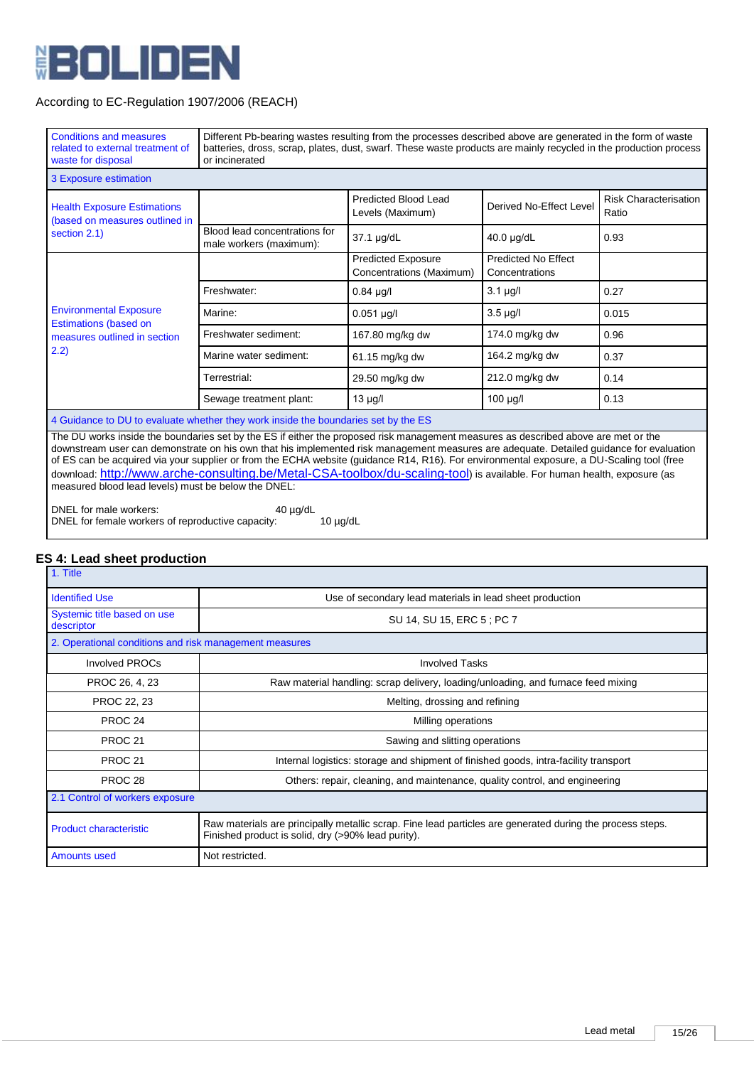According to EC-Regulation 1907/2006 (REACH)

| | | | | |
|---|---|---|---|---|
| Conditions and measures related to external treatment of waste for disposal | Different Pb-bearing wastes resulting from the processes described above are generated in the form of waste batteries, dross, scrap, plates, dust, swarf. These waste products are mainly recycled in the production process or incinerated | | | |
| 3 Exposure estimation | | | | |
| Health Exposure Estimations (based on measures outlined in section 2.1) | | Predicted Blood Lead Levels (Maximum) | Derived No-Effect Level | Risk Characterisation Ratio |
| | Blood lead concentrations for male workers (maximum): | 37.1 µg/dL | 40.0 µg/dL | 0.93 |
| Environmental Exposure Estimations (based on measures outlined in section 2.2) | | Predicted Exposure Concentrations (Maximum) | Predicted No Effect Concentrations | |
| | Freshwater: | 0.84 µg/l | 3.1 µg/l | 0.27 |
| | Marine: | 0.051 µg/l | 3.5 µg/l | 0.015 |
| | Freshwater sediment: | 167.80 mg/kg dw | 174.0 mg/kg dw | 0.96 |
| | Marine water sediment: | 61.15 mg/kg dw | 164.2 mg/kg dw | 0.37 |
| | Terrestrial: | 29.50 mg/kg dw | 212.0 mg/kg dw | 0.14 |
| | Sewage treatment plant: | 13 µg/l | 100 µg/l | 0.13 |
| 4 Guidance to DU to evaluate whether they work inside the boundaries set by the ES | | | | |

The DU works inside the boundaries set by the ES if either the proposed risk management measures as described above are met or the downstream user can demonstrate on his own that his implemented risk management measures are adequate. Detailed guidance for evaluation of ES can be acquired via your supplier or from the ECHA website (guidance R14, R16). For environmental exposure, a DU-Scaling tool (free download: http://www.arche-consulting.be/Metal-CSA-toolbox/du-scaling-tool) is available. For human health, exposure (as measured blood lead levels) must be below the DNEL:

DNEL for male workers: 40 µg/dL
DNEL for female workers of reproductive capacity: 10 µg/dL

## ES 4: Lead sheet production

| | |
|---|---|
| 1. Title | |
| Identified Use | Use of secondary lead materials in lead sheet production |
| Systemic title based on use descriptor | SU 14, SU 15, ERC 5 ; PC 7 |
| 2. Operational conditions and risk management measures | |
| Involved PROCs | Involved Tasks |
| PROC 26, 4, 23 | Raw material handling: scrap delivery, loading/unloading, and furnace feed mixing |
| PROC 22, 23 | Melting, drossing and refining |
| PROC 24 | Milling operations |
| PROC 21 | Sawing and slitting operations |
| PROC 21 | Internal logistics: storage and shipment of finished goods, intra-facility transport |
| PROC 28 | Others: repair, cleaning, and maintenance, quality control, and engineering |
| 2.1 Control of workers exposure | |
| Product characteristic | Raw materials are principally metallic scrap. Fine lead particles are generated during the process steps. Finished product is solid, dry (>90% lead purity). |
| Amounts used | Not restricted. |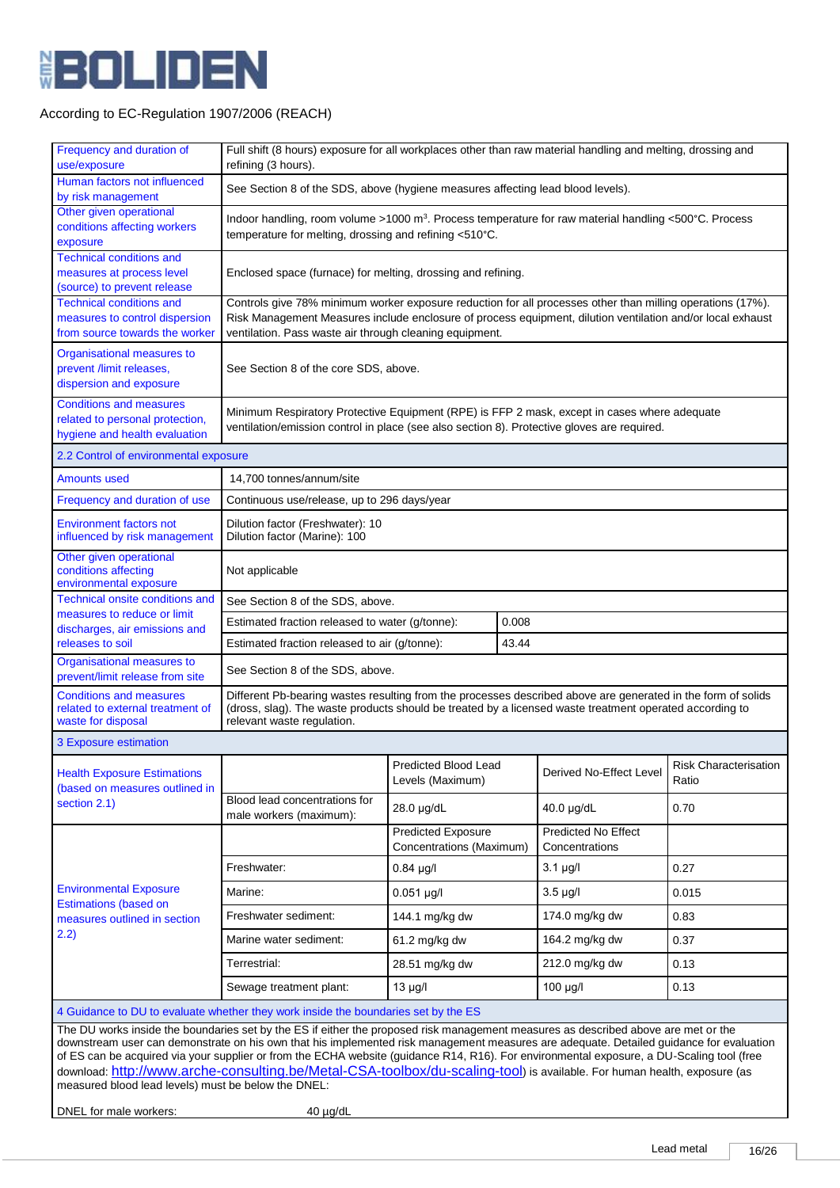According to EC-Regulation 1907/2006 (REACH)

| | | | | |
|---|---|---|---|---|
| Frequency and duration of use/exposure | Full shift (8 hours) exposure for all workplaces other than raw material handling and melting, drossing and refining (3 hours). | | | |
| Human factors not influenced by risk management | See Section 8 of the SDS, above (hygiene measures affecting lead blood levels). | | | |
| Other given operational conditions affecting workers exposure | Indoor handling, room volume >1000 m³. Process temperature for raw material handling <500°C. Process temperature for melting, drossing and refining <510°C. | | | |
| Technical conditions and measures at process level (source) to prevent release | Enclosed space (furnace) for melting, drossing and refining. | | | |
| Technical conditions and measures to control dispersion from source towards the worker | Controls give 78% minimum worker exposure reduction for all processes other than milling operations (17%). Risk Management Measures include enclosure of process equipment, dilution ventilation and/or local exhaust ventilation. Pass waste air through cleaning equipment. | | | |
| Organisational measures to prevent /limit releases, dispersion and exposure | See Section 8 of the core SDS, above. | | | |
| Conditions and measures related to personal protection, hygiene and health evaluation | Minimum Respiratory Protective Equipment (RPE) is FFP 2 mask, except in cases where adequate ventilation/emission control in place (see also section 8). Protective gloves are required. | | | |
| 2.2 Control of environmental exposure | | | | |
| Amounts used | 14,700 tonnes/annum/site | | | |
| Frequency and duration of use | Continuous use/release, up to 296 days/year | | | |
| Environment factors not influenced by risk management | Dilution factor (Freshwater): 10<br>Dilution factor (Marine): 100 | | | |
| Other given operational conditions affecting environmental exposure | Not applicable | | | |
| Technical onsite conditions and measures to reduce or limit discharges, air emissions and releases to soil | See Section 8 of the SDS, above. | | | |
| | Estimated fraction released to water (g/tonne): | 0.008 | | |
| | Estimated fraction released to air (g/tonne): | 43.44 | | |
| Organisational measures to prevent/limit release from site | See Section 8 of the SDS, above. | | | |
| Conditions and measures related to external treatment of waste for disposal | Different Pb-bearing wastes resulting from the processes described above are generated in the form of solids (dross, slag). The waste products should be treated by a licensed waste treatment operated according to relevant waste regulation. | | | |
| 3 Exposure estimation | | | | |
| Health Exposure Estimations (based on measures outlined in section 2.1) | | Predicted Blood Lead Levels (Maximum) | Derived No-Effect Level | Risk Characterisation Ratio |
| | Blood lead concentrations for male workers (maximum): | 28.0 µg/dL | 40.0 µg/dL | 0.70 |
| Environmental Exposure Estimations (based on measures outlined in section 2.2) | | Predicted Exposure Concentrations (Maximum) | Predicted No Effect Concentrations | |
| | Freshwater: | 0.84 µg/l | 3.1 µg/l | 0.27 |
| | Marine: | 0.051 µg/l | 3.5 µg/l | 0.015 |
| | Freshwater sediment: | 144.1 mg/kg dw | 174.0 mg/kg dw | 0.83 |
| | Marine water sediment: | 61.2 mg/kg dw | 164.2 mg/kg dw | 0.37 |
| | Terrestrial: | 28.51 mg/kg dw | 212.0 mg/kg dw | 0.13 |
| | Sewage treatment plant: | 13 µg/l | 100 µg/l | 0.13 |

4 Guidance to DU to evaluate whether they work inside the boundaries set by the ES

The DU works inside the boundaries set by the ES if either the proposed risk management measures as described above are met or the downstream user can demonstrate on his own that his implemented risk management measures are adequate. Detailed guidance for evaluation of ES can be acquired via your supplier or from the ECHA website (guidance R14, R16). For environmental exposure, a DU-Scaling tool (free download: http://www.arche-consulting.be/Metal-CSA-toolbox/du-scaling-tool) is available. For human health, exposure (as measured blood lead levels) must be below the DNEL:

DNEL for male workers: 40 µg/dL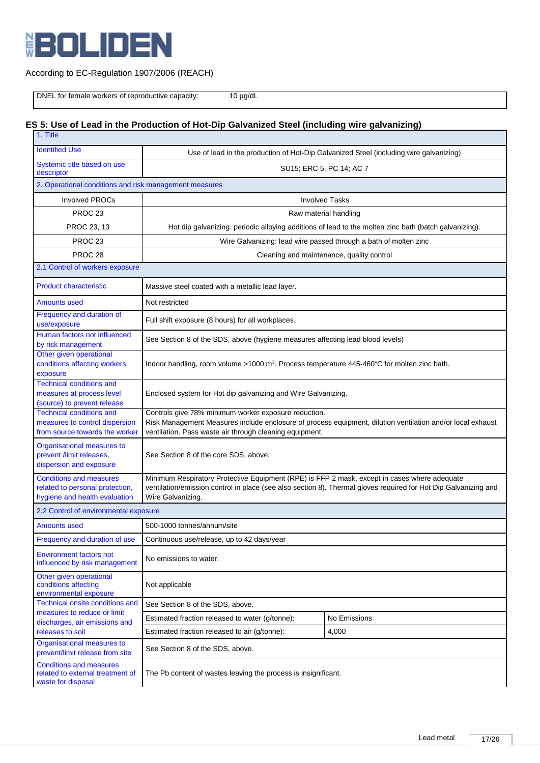According to EC-Regulation 1907/2006 (REACH)

| DNEL for female workers of reproductive capacity: | 10 µg/dL |
|---|---|

## ES 5: Use of Lead in the Production of Hot-Dip Galvanized Steel (including wire galvanizing)

| 1. Title | | |
|---|---|---|
| Identified Use | Use of lead in the production of Hot-Dip Galvanized Steel (including wire galvanizing) | |
| Systemic title based on use descriptor | SU15; ERC 5, PC 14; AC 7 | |
| 2. Operational conditions and risk management measures | | |
| Involved PROCs | Involved Tasks | |
| PROC 23 | Raw material handling | |
| PROC 23, 13 | Hot dip galvanizing: periodic alloying additions of lead to the molten zinc bath (batch galvanizing). | |
| PROC 23 | Wire Galvanizing: lead wire passed through a bath of molten zinc | |
| PROC 28 | Cleaning and maintenance, quality control | |
| 2.1 Control of workers exposure | | |
| Product characteristic | Massive steel coated with a metallic lead layer. | |
| Amounts used | Not restricted | |
| Frequency and duration of use/exposure | Full shift exposure (8 hours) for all workplaces. | |
| Human factors not influenced by risk management | See Section 8 of the SDS, above (hygiene measures affecting lead blood levels) | |
| Other given operational conditions affecting workers exposure | Indoor handling, room volume >1000 m³. Process temperature 445-460°C for molten zinc bath. | |
| Technical conditions and measures at process level (source) to prevent release | Enclosed system for Hot dip galvanizing and Wire Galvanizing. | |
| Technical conditions and measures to control dispersion from source towards the worker | Controls give 78% minimum worker exposure reduction. Risk Management Measures include enclosure of process equipment, dilution ventilation and/or local exhaust ventilation. Pass waste air through cleaning equipment. | |
| Organisational measures to prevent /limit releases, dispersion and exposure | See Section 8 of the core SDS, above. | |
| Conditions and measures related to personal protection, hygiene and health evaluation | Minimum Respiratory Protective Equipment (RPE) is FFP 2 mask, except in cases where adequate ventilation/emission control in place (see also section 8). Thermal gloves required for Hot Dip Galvanizing and Wire Galvanizing. | |
| 2.2 Control of environmental exposure | | |
| Amounts used | 500-1000 tonnes/annum/site | |
| Frequency and duration of use | Continuous use/release, up to 42 days/year | |
| Environment factors not influenced by risk management | No emissions to water. | |
| Other given operational conditions affecting environmental exposure | Not applicable | |
| Technical onsite conditions and measures to reduce or limit discharges, air emissions and releases to soil | See Section 8 of the SDS, above. | |
| | Estimated fraction released to water (g/tonne): | No Emissions |
| | Estimated fraction released to air (g/tonne): | 4,000 |
| Organisational measures to prevent/limit release from site | See Section 8 of the SDS, above. | |
| Conditions and measures related to external treatment of waste for disposal | The Pb content of wastes leaving the process is insignificant. | |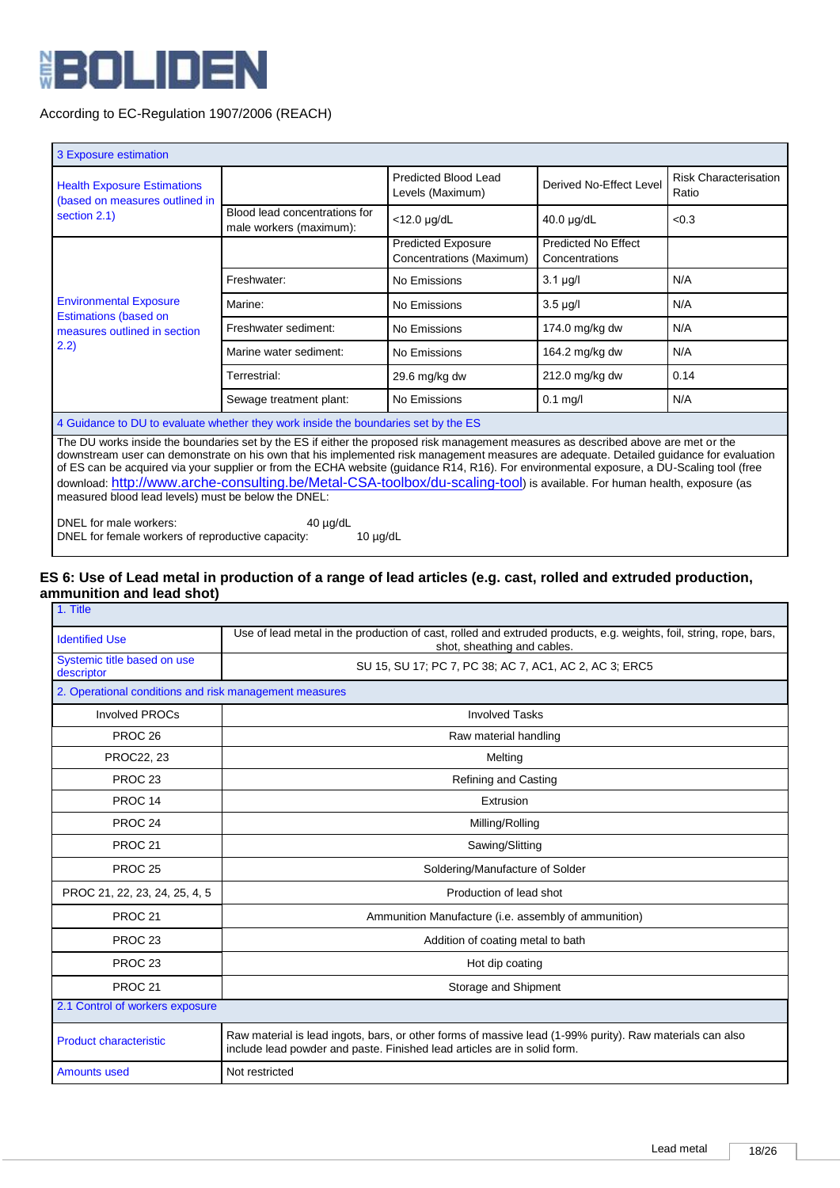According to EC-Regulation 1907/2006 (REACH)

| 3 Exposure estimation | | | | |
|---|---|---|---|---|
| Health Exposure Estimations (based on measures outlined in section 2.1) | | Predicted Blood Lead Levels (Maximum) | Derived No-Effect Level | Risk Characterisation Ratio |
| | Blood lead concentrations for male workers (maximum): | <12.0 µg/dL | 40.0 µg/dL | <0.3 |
| Environmental Exposure Estimations (based on measures outlined in section 2.2) | | Predicted Exposure Concentrations (Maximum) | Predicted No Effect Concentrations | |
| | Freshwater: | No Emissions | 3.1 µg/l | N/A |
| | Marine: | No Emissions | 3.5 µg/l | N/A |
| | Freshwater sediment: | No Emissions | 174.0 mg/kg dw | N/A |
| | Marine water sediment: | No Emissions | 164.2 mg/kg dw | N/A |
| | Terrestrial: | 29.6 mg/kg dw | 212.0 mg/kg dw | 0.14 |
| | Sewage treatment plant: | No Emissions | 0.1 mg/l | N/A |

**4 Guidance to DU to evaluate whether they work inside the boundaries set by the ES**

The DU works inside the boundaries set by the ES if either the proposed risk management measures as described above are met or the downstream user can demonstrate on his own that his implemented risk management measures are adequate. Detailed guidance for evaluation of ES can be acquired via your supplier or from the ECHA website (guidance R14, R16). For environmental exposure, a DU-Scaling tool (free download: http://www.arche-consulting.be/Metal-CSA-toolbox/du-scaling-tool) is available. For human health, exposure (as measured blood lead levels) must be below the DNEL:

DNEL for male workers: 40 µg/dL
DNEL for female workers of reproductive capacity: 10 µg/dL

## ES 6: Use of Lead metal in production of a range of lead articles (e.g. cast, rolled and extruded production, ammunition and lead shot)

| 1. Title | |
|---|---|
| Identified Use | Use of lead metal in the production of cast, rolled and extruded products, e.g. weights, foil, string, rope, bars, shot, sheathing and cables. |
| Systemic title based on use descriptor | SU 15, SU 17; PC 7, PC 38; AC 7, AC1, AC 2, AC 3; ERC5 |
| **2. Operational conditions and risk management measures** | |
| Involved PROCs | Involved Tasks |
| PROC 26 | Raw material handling |
| PROC22, 23 | Melting |
| PROC 23 | Refining and Casting |
| PROC 14 | Extrusion |
| PROC 24 | Milling/Rolling |
| PROC 21 | Sawing/Slitting |
| PROC 25 | Soldering/Manufacture of Solder |
| PROC 21, 22, 23, 24, 25, 4, 5 | Production of lead shot |
| PROC 21 | Ammunition Manufacture (i.e. assembly of ammunition) |
| PROC 23 | Addition of coating metal to bath |
| PROC 23 | Hot dip coating |
| PROC 21 | Storage and Shipment |
| **2.1 Control of workers exposure** | |
| Product characteristic | Raw material is lead ingots, bars, or other forms of massive lead (1-99% purity). Raw materials can also include lead powder and paste. Finished lead articles are in solid form. |
| Amounts used | Not restricted |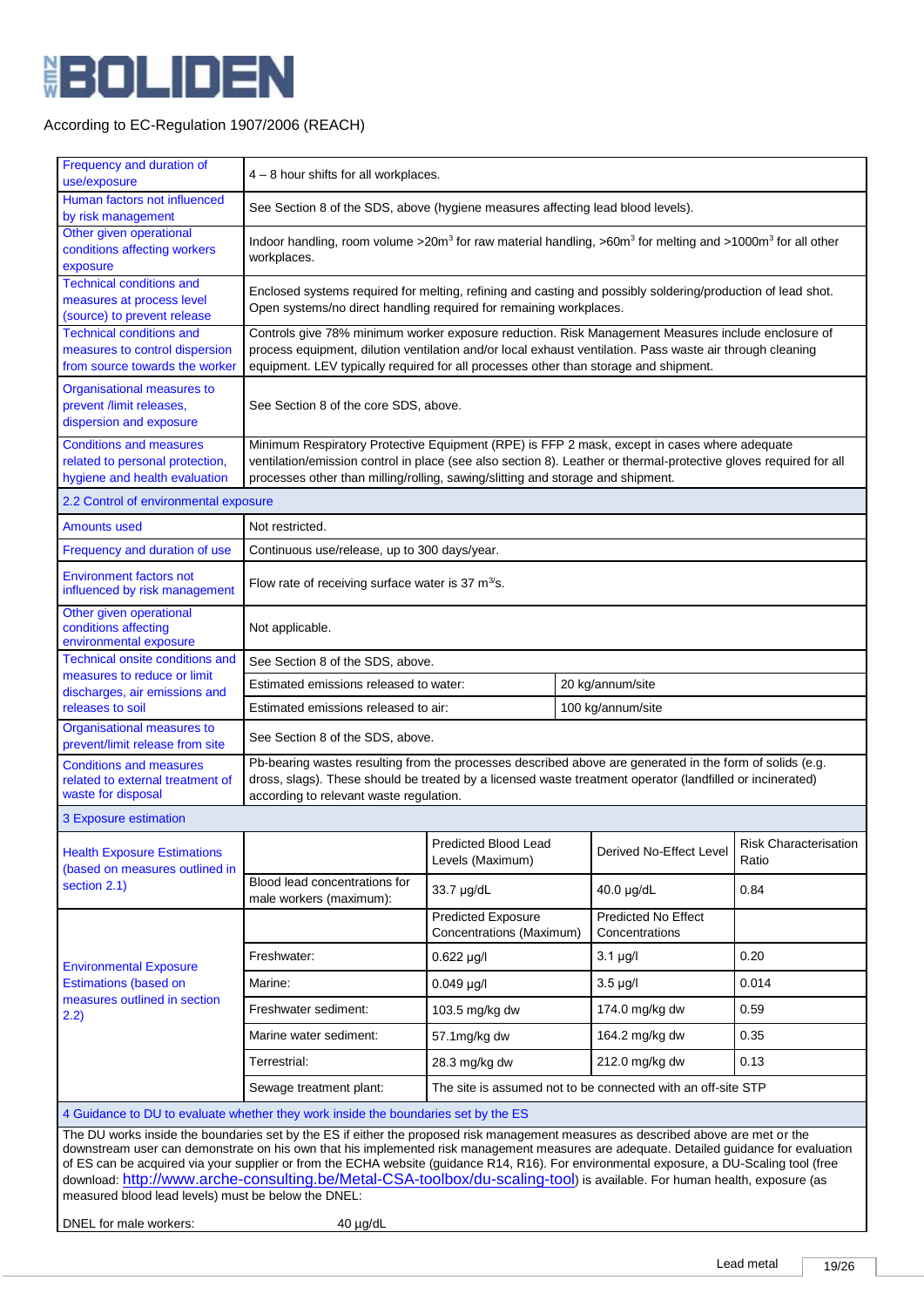According to EC-Regulation 1907/2006 (REACH)

| | | | | |
|---|---|---|---|---|
| Frequency and duration of use/exposure | 4 – 8 hour shifts for all workplaces. | | | |
| Human factors not influenced by risk management | See Section 8 of the SDS, above (hygiene measures affecting lead blood levels). | | | |
| Other given operational conditions affecting workers exposure | Indoor handling, room volume >20m³ for raw material handling, >60m³ for melting and >1000m³ for all other workplaces. | | | |
| Technical conditions and measures at process level (source) to prevent release | Enclosed systems required for melting, refining and casting and possibly soldering/production of lead shot. Open systems/no direct handling required for remaining workplaces. | | | |
| Technical conditions and measures to control dispersion from source towards the worker | Controls give 78% minimum worker exposure reduction. Risk Management Measures include enclosure of process equipment, dilution ventilation and/or local exhaust ventilation. Pass waste air through cleaning equipment. LEV typically required for all processes other than storage and shipment. | | | |
| Organisational measures to prevent /limit releases, dispersion and exposure | See Section 8 of the core SDS, above. | | | |
| Conditions and measures related to personal protection, hygiene and health evaluation | Minimum Respiratory Protective Equipment (RPE) is FFP 2 mask, except in cases where adequate ventilation/emission control in place (see also section 8). Leather or thermal-protective gloves required for all processes other than milling/rolling, sawing/slitting and storage and shipment. | | | |
| **2.2 Control of environmental exposure** | | | | |
| Amounts used | Not restricted. | | | |
| Frequency and duration of use | Continuous use/release, up to 300 days/year. | | | |
| Environment factors not influenced by risk management | Flow rate of receiving surface water is 37 m³/s. | | | |
| Other given operational conditions affecting environmental exposure | Not applicable. | | | |
| Technical onsite conditions and measures to reduce or limit discharges, air emissions and releases to soil | See Section 8 of the SDS, above. | | | |
| | Estimated emissions released to water: | 20 kg/annum/site | | |
| | Estimated emissions released to air: | 100 kg/annum/site | | |
| Organisational measures to prevent/limit release from site | See Section 8 of the SDS, above. | | | |
| Conditions and measures related to external treatment of waste for disposal | Pb-bearing wastes resulting from the processes described above are generated in the form of solids (e.g. dross, slags). These should be treated by a licensed waste treatment operator (landfilled or incinerated) according to relevant waste regulation. | | | |
| **3 Exposure estimation** | | | | |
| Health Exposure Estimations (based on measures outlined in section 2.1) | | Predicted Blood Lead Levels (Maximum) | Derived No-Effect Level | Risk Characterisation Ratio |
| | Blood lead concentrations for male workers (maximum): | 33.7 µg/dL | 40.0 µg/dL | 0.84 |
| Environmental Exposure Estimations (based on measures outlined in section 2.2) | | Predicted Exposure Concentrations (Maximum) | Predicted No Effect Concentrations | |
| | Freshwater: | 0.622 µg/l | 3.1 µg/l | 0.20 |
| | Marine: | 0.049 µg/l | 3.5 µg/l | 0.014 |
| | Freshwater sediment: | 103.5 mg/kg dw | 174.0 mg/kg dw | 0.59 |
| | Marine water sediment: | 57.1mg/kg dw | 164.2 mg/kg dw | 0.35 |
| | Terrestrial: | 28.3 mg/kg dw | 212.0 mg/kg dw | 0.13 |
| | Sewage treatment plant: | The site is assumed not to be connected with an off-site STP | | |
| **4 Guidance to DU to evaluate whether they work inside the boundaries set by the ES** | | | | |

The DU works inside the boundaries set by the ES if either the proposed risk management measures as described above are met or the downstream user can demonstrate on his own that his implemented risk management measures are adequate. Detailed guidance for evaluation of ES can be acquired via your supplier or from the ECHA website (guidance R14, R16). For environmental exposure, a DU-Scaling tool (free download: http://www.arche-consulting.be/Metal-CSA-toolbox/du-scaling-tool) is available. For human health, exposure (as measured blood lead levels) must be below the DNEL:

DNEL for male workers: 40 µg/dL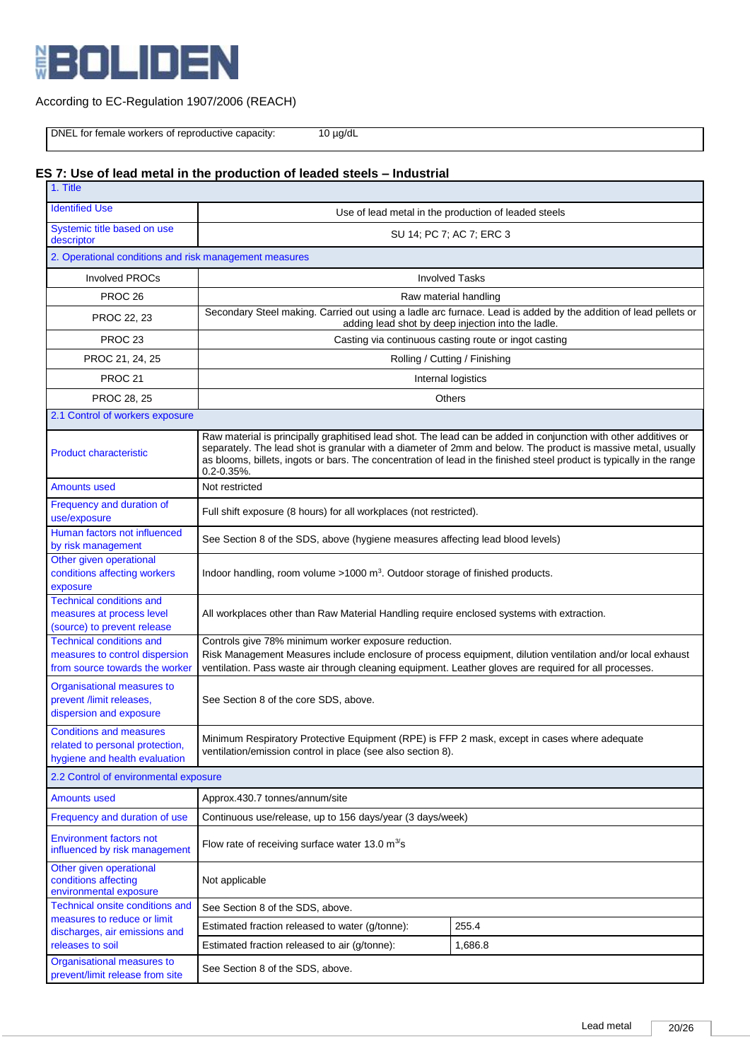According to EC-Regulation 1907/2006 (REACH)

| DNEL for female workers of reproductive capacity: | 10 µg/dL |
|---|---|

## ES 7: Use of lead metal in the production of leaded steels – Industrial

| 1. Title | |
|---|---|
| Identified Use | Use of lead metal in the production of leaded steels |
| Systemic title based on use descriptor | SU 14; PC 7; AC 7; ERC 3 |
| 2. Operational conditions and risk management measures | |
| Involved PROCs | Involved Tasks |
| PROC 26 | Raw material handling |
| PROC 22, 23 | Secondary Steel making. Carried out using a ladle arc furnace. Lead is added by the addition of lead pellets or adding lead shot by deep injection into the ladle. |
| PROC 23 | Casting via continuous casting route or ingot casting |
| PROC 21, 24, 25 | Rolling / Cutting / Finishing |
| PROC 21 | Internal logistics |
| PROC 28, 25 | Others |
| 2.1 Control of workers exposure | |
| Product characteristic | Raw material is principally graphitised lead shot. The lead can be added in conjunction with other additives or separately. The lead shot is granular with a diameter of 2mm and below. The product is massive metal, usually as blooms, billets, ingots or bars. The concentration of lead in the finished steel product is typically in the range 0.2-0.35%. |
| Amounts used | Not restricted |
| Frequency and duration of use/exposure | Full shift exposure (8 hours) for all workplaces (not restricted). |
| Human factors not influenced by risk management | See Section 8 of the SDS, above (hygiene measures affecting lead blood levels) |
| Other given operational conditions affecting workers exposure | Indoor handling, room volume >1000 m³. Outdoor storage of finished products. |
| Technical conditions and measures at process level (source) to prevent release | All workplaces other than Raw Material Handling require enclosed systems with extraction. |
| Technical conditions and measures to control dispersion from source towards the worker | Controls give 78% minimum worker exposure reduction.<br>Risk Management Measures include enclosure of process equipment, dilution ventilation and/or local exhaust ventilation. Pass waste air through cleaning equipment. Leather gloves are required for all processes. |
| Organisational measures to prevent /limit releases, dispersion and exposure | See Section 8 of the core SDS, above. |
| Conditions and measures related to personal protection, hygiene and health evaluation | Minimum Respiratory Protective Equipment (RPE) is FFP 2 mask, except in cases where adequate ventilation/emission control in place (see also section 8). |

| 2.2 Control of environmental exposure | | |
|---|---|---|
| Amounts used | Approx.430.7 tonnes/annum/site | |
| Frequency and duration of use | Continuous use/release, up to 156 days/year (3 days/week) | |
| Environment factors not influenced by risk management | Flow rate of receiving surface water 13.0 m³/s | |
| Other given operational conditions affecting environmental exposure | Not applicable | |
| Technical onsite conditions and measures to reduce or limit discharges, air emissions and releases to soil | See Section 8 of the SDS, above. | |
| | Estimated fraction released to water (g/tonne): | 255.4 |
| | Estimated fraction released to air (g/tonne): | 1,686.8 |
| Organisational measures to prevent/limit release from site | See Section 8 of the SDS, above. | |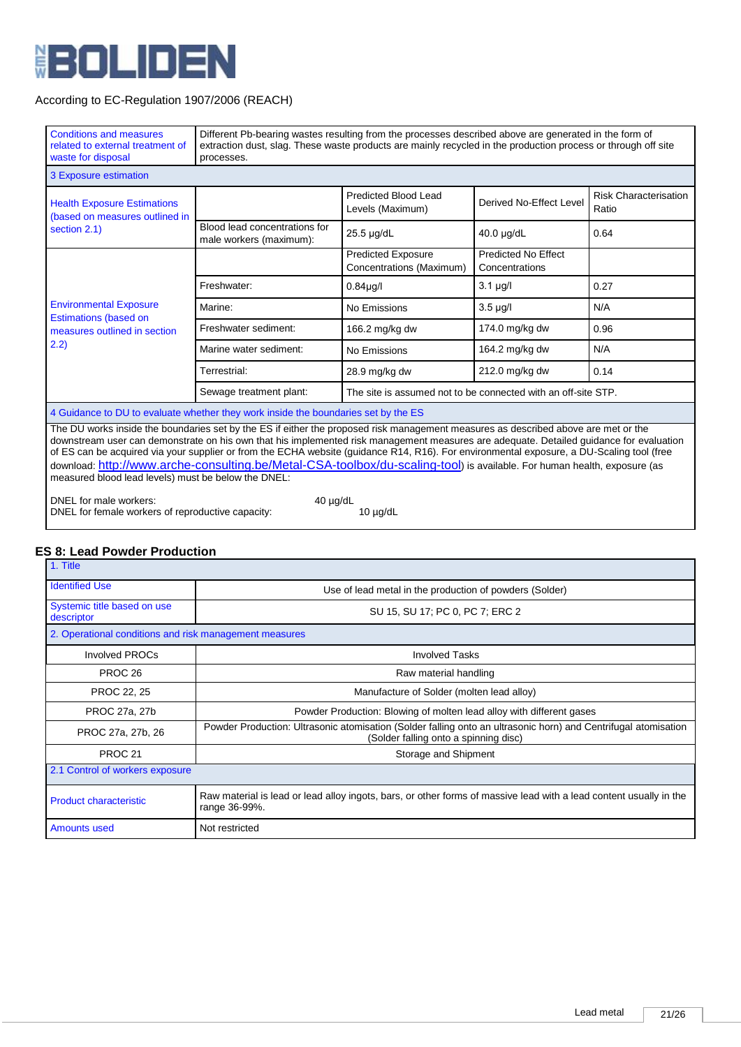According to EC-Regulation 1907/2006 (REACH)

| Conditions and measures related to external treatment of waste for disposal | Different Pb-bearing wastes resulting from the processes described above are generated in the form of extraction dust, slag. These waste products are mainly recycled in the production process or through off site processes. | | | |
|---|---|---|---|---|
| 3 Exposure estimation | | | | |
| Health Exposure Estimations (based on measures outlined in section 2.1) | | Predicted Blood Lead Levels (Maximum) | Derived No-Effect Level | Risk Characterisation Ratio |
| | Blood lead concentrations for male workers (maximum): | 25.5 µg/dL | 40.0 µg/dL | 0.64 |
| Environmental Exposure Estimations (based on measures outlined in section 2.2) | | Predicted Exposure Concentrations (Maximum) | Predicted No Effect Concentrations | |
| | Freshwater: | 0.84µg/l | 3.1 µg/l | 0.27 |
| | Marine: | No Emissions | 3.5 µg/l | N/A |
| | Freshwater sediment: | 166.2 mg/kg dw | 174.0 mg/kg dw | 0.96 |
| | Marine water sediment: | No Emissions | 164.2 mg/kg dw | N/A |
| | Terrestrial: | 28.9 mg/kg dw | 212.0 mg/kg dw | 0.14 |
| | Sewage treatment plant: | The site is assumed not to be connected with an off-site STP. | | |
| 4 Guidance to DU to evaluate whether they work inside the boundaries set by the ES | | | | |

The DU works inside the boundaries set by the ES if either the proposed risk management measures as described above are met or the downstream user can demonstrate on his own that his implemented risk management measures are adequate. Detailed guidance for evaluation of ES can be acquired via your supplier or from the ECHA website (guidance R14, R16). For environmental exposure, a DU-Scaling tool (free download: http://www.arche-consulting.be/Metal-CSA-toolbox/du-scaling-tool) is available. For human health, exposure (as measured blood lead levels) must be below the DNEL:

DNEL for male workers: 40 µg/dL
DNEL for female workers of reproductive capacity: 10 µg/dL

### ES 8: Lead Powder Production

| 1. Title | |
|---|---|
| Identified Use | Use of lead metal in the production of powders (Solder) |
| Systemic title based on use descriptor | SU 15, SU 17; PC 0, PC 7; ERC 2 |
| 2. Operational conditions and risk management measures | |
| Involved PROCs | Involved Tasks |
| PROC 26 | Raw material handling |
| PROC 22, 25 | Manufacture of Solder (molten lead alloy) |
| PROC 27a, 27b | Powder Production: Blowing of molten lead alloy with different gases |
| PROC 27a, 27b, 26 | Powder Production: Ultrasonic atomisation (Solder falling onto an ultrasonic horn) and Centrifugal atomisation (Solder falling onto a spinning disc) |
| PROC 21 | Storage and Shipment |
| 2.1 Control of workers exposure | |
| Product characteristic | Raw material is lead or lead alloy ingots, bars, or other forms of massive lead with a lead content usually in the range 36-99%. |
| Amounts used | Not restricted |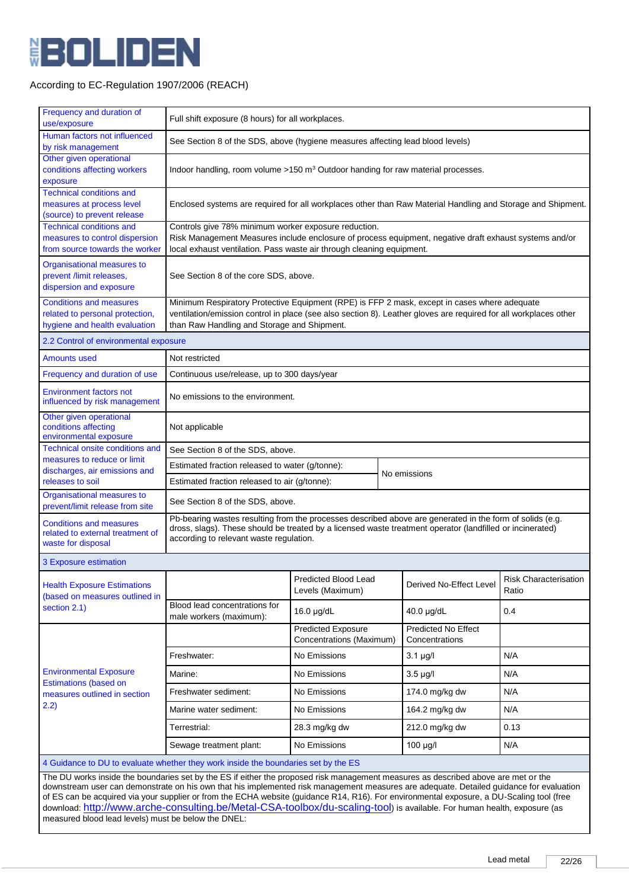According to EC-Regulation 1907/2006 (REACH)

| | | | | |
|---|---|---|---|---|
| Frequency and duration of use/exposure | Full shift exposure (8 hours) for all workplaces. | | | |
| Human factors not influenced by risk management | See Section 8 of the SDS, above (hygiene measures affecting lead blood levels) | | | |
| Other given operational conditions affecting workers exposure | Indoor handling, room volume >150 m$^3$ Outdoor handing for raw material processes. | | | |
| Technical conditions and measures at process level (source) to prevent release | Enclosed systems are required for all workplaces other than Raw Material Handling and Storage and Shipment. | | | |
| Technical conditions and measures to control dispersion from source towards the worker | Controls give 78% minimum worker exposure reduction. Risk Management Measures include enclosure of process equipment, negative draft exhaust systems and/or local exhaust ventilation. Pass waste air through cleaning equipment. | | | |
| Organisational measures to prevent /limit releases, dispersion and exposure | See Section 8 of the core SDS, above. | | | |
| Conditions and measures related to personal protection, hygiene and health evaluation | Minimum Respiratory Protective Equipment (RPE) is FFP 2 mask, except in cases where adequate ventilation/emission control in place (see also section 8). Leather gloves are required for all workplaces other than Raw Handling and Storage and Shipment. | | | |
| **2.2 Control of environmental exposure** | | | | |
| Amounts used | Not restricted | | | |
| Frequency and duration of use | Continuous use/release, up to 300 days/year | | | |
| Environment factors not influenced by risk management | No emissions to the environment. | | | |
| Other given operational conditions affecting environmental exposure | Not applicable | | | |
| Technical onsite conditions and measures to reduce or limit discharges, air emissions and releases to soil | See Section 8 of the SDS, above. | | | |
| | Estimated fraction released to water (g/tonne): | No emissions | | |
| | Estimated fraction released to air (g/tonne): | | | |
| Organisational measures to prevent/limit release from site | See Section 8 of the SDS, above. | | | |
| Conditions and measures related to external treatment of waste for disposal | Pb-bearing wastes resulting from the processes described above are generated in the form of solids (e.g. dross, slags). These should be treated by a licensed waste treatment operator (landfilled or incinerated) according to relevant waste regulation. | | | |
| **3 Exposure estimation** | | | | |
| Health Exposure Estimations (based on measures outlined in section 2.1) | | Predicted Blood Lead Levels (Maximum) | Derived No-Effect Level | Risk Characterisation Ratio |
| | Blood lead concentrations for male workers (maximum): | 16.0 µg/dL | 40.0 µg/dL | 0.4 |
| Environmental Exposure Estimations (based on measures outlined in section 2.2) | | Predicted Exposure Concentrations (Maximum) | Predicted No Effect Concentrations | |
| | Freshwater: | No Emissions | 3.1 µg/l | N/A |
| | Marine: | No Emissions | 3.5 µg/l | N/A |
| | Freshwater sediment: | No Emissions | 174.0 mg/kg dw | N/A |
| | Marine water sediment: | No Emissions | 164.2 mg/kg dw | N/A |
| | Terrestrial: | 28.3 mg/kg dw | 212.0 mg/kg dw | 0.13 |
| | Sewage treatment plant: | No Emissions | 100 µg/l | N/A |
| **4 Guidance to DU to evaluate whether they work inside the boundaries set by the ES** | | | | |

The DU works inside the boundaries set by the ES if either the proposed risk management measures as described above are met or the downstream user can demonstrate on his own that his implemented risk management measures are adequate. Detailed guidance for evaluation of ES can be acquired via your supplier or from the ECHA website (guidance R14, R16). For environmental exposure, a DU-Scaling tool (free download: http://www.arche-consulting.be/Metal-CSA-toolbox/du-scaling-tool) is available. For human health, exposure (as measured blood lead levels) must be below the DNEL: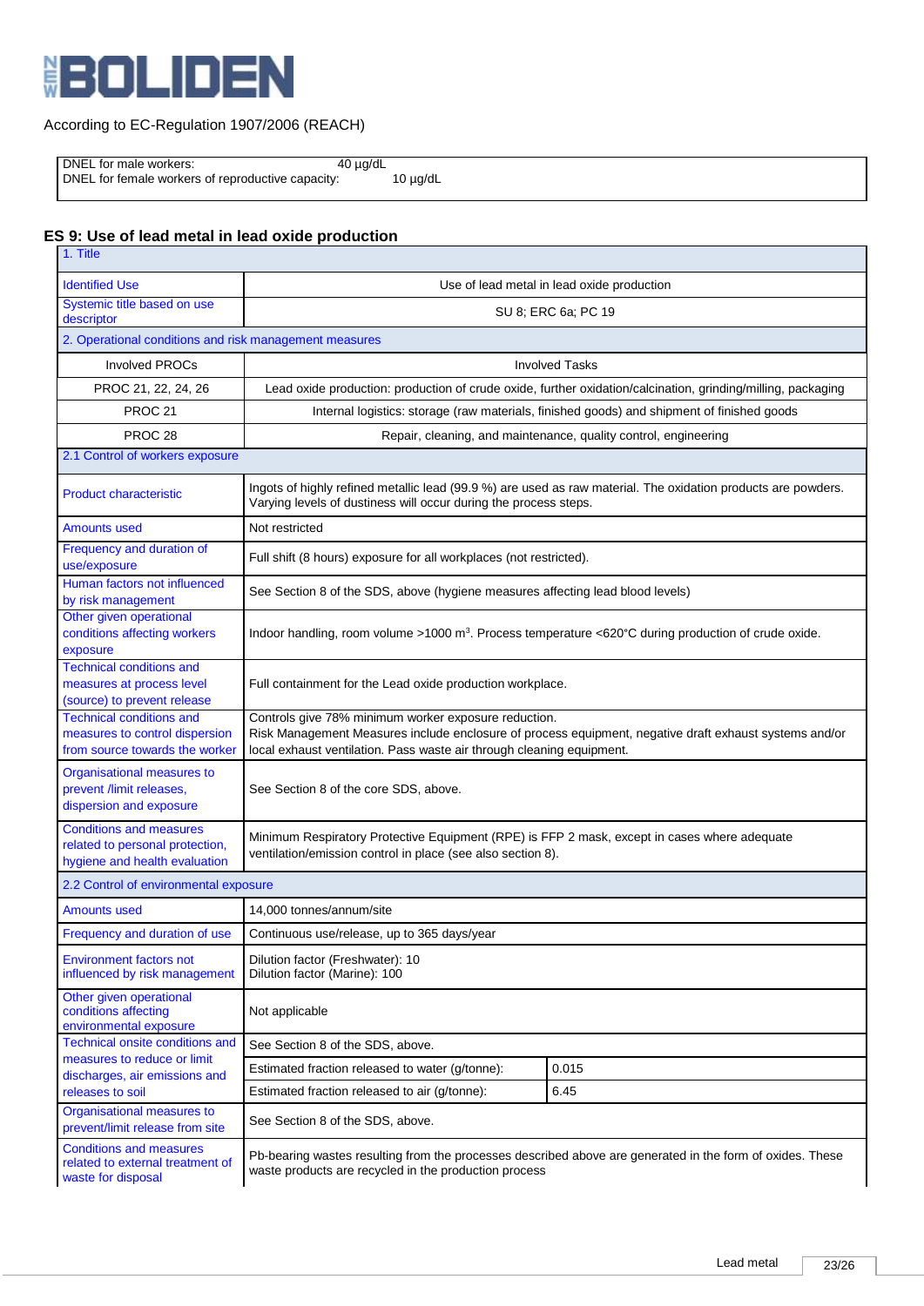According to EC-Regulation 1907/2006 (REACH)

| | |
|---|---|
| DNEL for male workers: | 40 µg/dL |
| DNEL for female workers of reproductive capacity: | 10 µg/dL |

## ES 9: Use of lead metal in lead oxide production

| 1. Title | | |
|---|---|---|
| Identified Use | Use of lead metal in lead oxide production | |
| Systemic title based on use descriptor | SU 8; ERC 6a; PC 19 | |
| **2. Operational conditions and risk management measures** | | |
| Involved PROCs | Involved Tasks | |
| PROC 21, 22, 24, 26 | Lead oxide production: production of crude oxide, further oxidation/calcination, grinding/milling, packaging | |
| PROC 21 | Internal logistics: storage (raw materials, finished goods) and shipment of finished goods | |
| PROC 28 | Repair, cleaning, and maintenance, quality control, engineering | |
| **2.1 Control of workers exposure** | | |
| Product characteristic | Ingots of highly refined metallic lead (99.9 %) are used as raw material. The oxidation products are powders. Varying levels of dustiness will occur during the process steps. | |
| Amounts used | Not restricted | |
| Frequency and duration of use/exposure | Full shift (8 hours) exposure for all workplaces (not restricted). | |
| Human factors not influenced by risk management | See Section 8 of the SDS, above (hygiene measures affecting lead blood levels) | |
| Other given operational conditions affecting workers exposure | Indoor handling, room volume >1000 m³. Process temperature <620°C during production of crude oxide. | |
| Technical conditions and measures at process level (source) to prevent release | Full containment for the Lead oxide production workplace. | |
| Technical conditions and measures to control dispersion from source towards the worker | Controls give 78% minimum worker exposure reduction.<br>Risk Management Measures include enclosure of process equipment, negative draft exhaust systems and/or local exhaust ventilation. Pass waste air through cleaning equipment. | |
| Organisational measures to prevent /limit releases, dispersion and exposure | See Section 8 of the core SDS, above. | |
| Conditions and measures related to personal protection, hygiene and health evaluation | Minimum Respiratory Protective Equipment (RPE) is FFP 2 mask, except in cases where adequate ventilation/emission control in place (see also section 8). | |
| **2.2 Control of environmental exposure** | | |
| Amounts used | 14,000 tonnes/annum/site | |
| Frequency and duration of use | Continuous use/release, up to 365 days/year | |
| Environment factors not influenced by risk management | Dilution factor (Freshwater): 10<br>Dilution factor (Marine): 100 | |
| Other given operational conditions affecting environmental exposure | Not applicable | |
| Technical onsite conditions and measures to reduce or limit discharges, air emissions and releases to soil | See Section 8 of the SDS, above. | |
| | Estimated fraction released to water (g/tonne): | 0.015 |
| | Estimated fraction released to air (g/tonne): | 6.45 |
| Organisational measures to prevent/limit release from site | See Section 8 of the SDS, above. | |
| Conditions and measures related to external treatment of waste for disposal | Pb-bearing wastes resulting from the processes described above are generated in the form of oxides. These waste products are recycled in the production process | |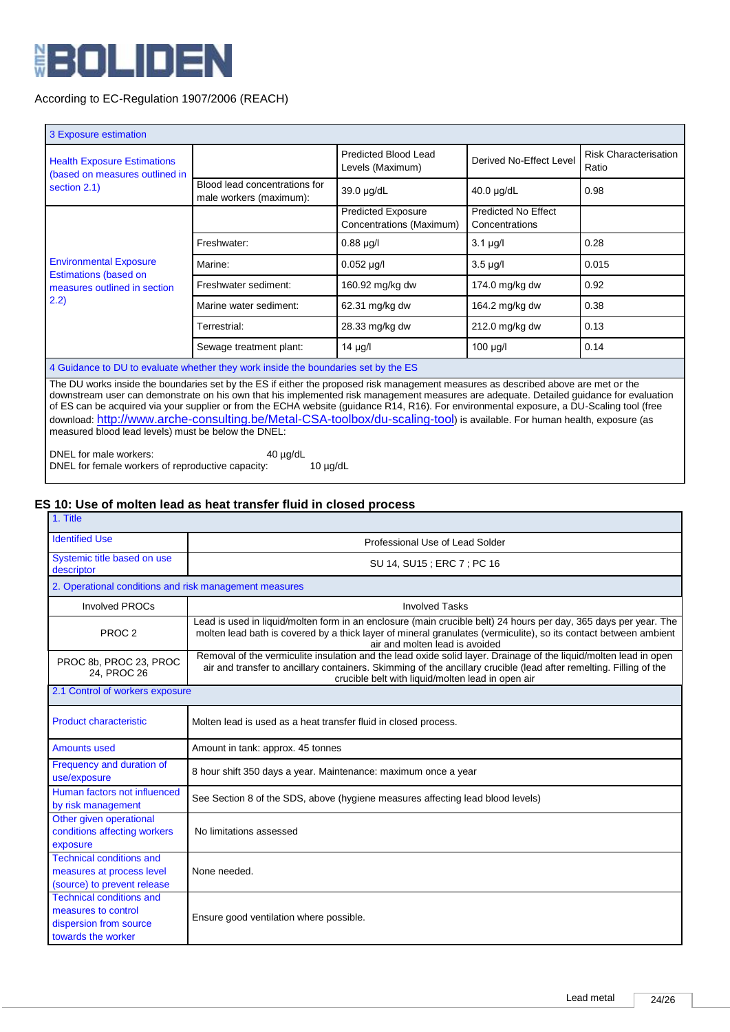According to EC-Regulation 1907/2006 (REACH)

| 3 Exposure estimation | | | | |
|---|---|---|---|---|
| Health Exposure Estimations (based on measures outlined in section 2.1) | | Predicted Blood Lead Levels (Maximum) | Derived No-Effect Level | Risk Characterisation Ratio |
| | Blood lead concentrations for male workers (maximum): | 39.0 µg/dL | 40.0 µg/dL | 0.98 |
| Environmental Exposure Estimations (based on measures outlined in section 2.2) | | Predicted Exposure Concentrations (Maximum) | Predicted No Effect Concentrations | |
| | Freshwater: | 0.88 µg/l | 3.1 µg/l | 0.28 |
| | Marine: | 0.052 µg/l | 3.5 µg/l | 0.015 |
| | Freshwater sediment: | 160.92 mg/kg dw | 174.0 mg/kg dw | 0.92 |
| | Marine water sediment: | 62.31 mg/kg dw | 164.2 mg/kg dw | 0.38 |
| | Terrestrial: | 28.33 mg/kg dw | 212.0 mg/kg dw | 0.13 |
| | Sewage treatment plant: | 14 µg/l | 100 µg/l | 0.14 |

**4 Guidance to DU to evaluate whether they work inside the boundaries set by the ES**

The DU works inside the boundaries set by the ES if either the proposed risk management measures as described above are met or the downstream user can demonstrate on his own that his implemented risk management measures are adequate. Detailed guidance for evaluation of ES can be acquired via your supplier or from the ECHA website (guidance R14, R16). For environmental exposure, a DU-Scaling tool (free download: http://www.arche-consulting.be/Metal-CSA-toolbox/du-scaling-tool) is available. For human health, exposure (as measured blood lead levels) must be below the DNEL:

DNEL for male workers: 40 µg/dL
DNEL for female workers of reproductive capacity: 10 µg/dL

## ES 10: Use of molten lead as heat transfer fluid in closed process

| 1. Title | |
|---|---|
| Identified Use | Professional Use of Lead Solder |
| Systemic title based on use descriptor | SU 14, SU15 ; ERC 7 ; PC 16 |
| **2. Operational conditions and risk management measures** | |
| Involved PROCs | Involved Tasks |
| PROC 2 | Lead is used in liquid/molten form in an enclosure (main crucible belt) 24 hours per day, 365 days per year. The molten lead bath is covered by a thick layer of mineral granulates (vermiculite), so its contact between ambient air and molten lead is avoided |
| PROC 8b, PROC 23, PROC 24, PROC 26 | Removal of the vermiculite insulation and the lead oxide solid layer. Drainage of the liquid/molten lead in open air and transfer to ancillary containers. Skimming of the ancillary crucible (lead after remelting. Filling of the crucible belt with liquid/molten lead in open air |
| **2.1 Control of workers exposure** | |
| Product characteristic | Molten lead is used as a heat transfer fluid in closed process. |
| Amounts used | Amount in tank: approx. 45 tonnes |
| Frequency and duration of use/exposure | 8 hour shift 350 days a year. Maintenance: maximum once a year |
| Human factors not influenced by risk management | See Section 8 of the SDS, above (hygiene measures affecting lead blood levels) |
| Other given operational conditions affecting workers exposure | No limitations assessed |
| Technical conditions and measures at process level (source) to prevent release | None needed. |
| Technical conditions and measures to control dispersion from source towards the worker | Ensure good ventilation where possible. |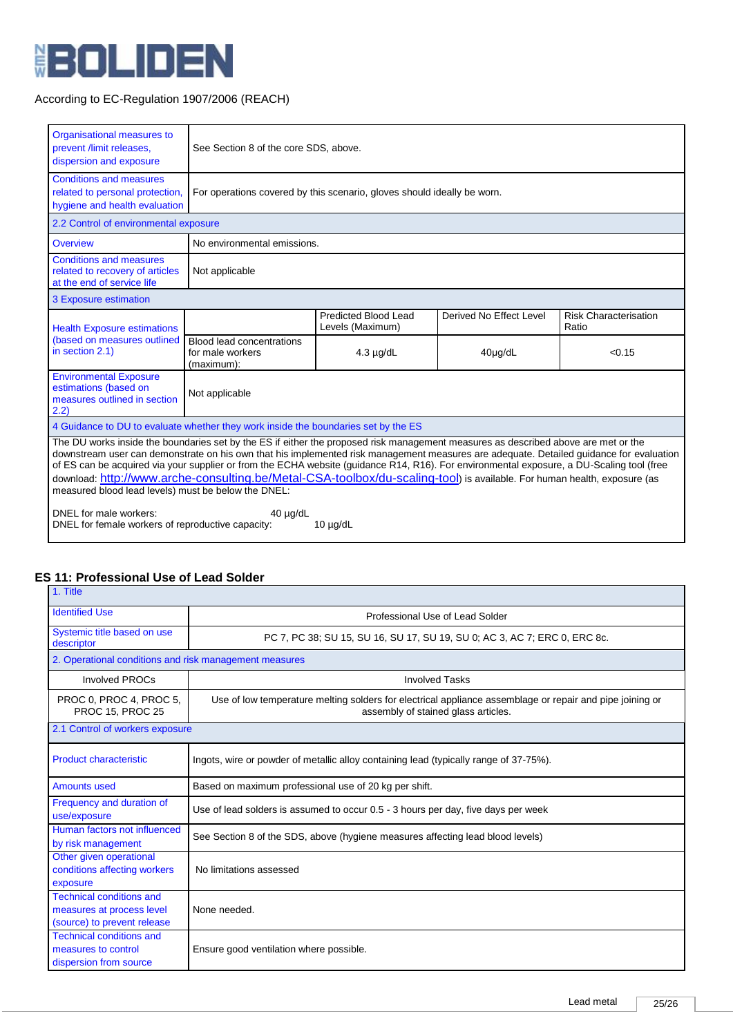According to EC-Regulation 1907/2006 (REACH)

| | | | | |
|---|---|---|---|---|
| Organisational measures to prevent /limit releases, dispersion and exposure | See Section 8 of the core SDS, above. | | | |
| Conditions and measures related to personal protection, hygiene and health evaluation | For operations covered by this scenario, gloves should ideally be worn. | | | |
| 2.2 Control of environmental exposure | | | | |
| Overview | No environmental emissions. | | | |
| Conditions and measures related to recovery of articles at the end of service life | Not applicable | | | |
| 3 Exposure estimation | | | | |
| Health Exposure estimations (based on measures outlined in section 2.1) | | Predicted Blood Lead Levels (Maximum) | Derived No Effect Level | Risk Characterisation Ratio |
| | Blood lead concentrations for male workers (maximum): | 4.3 µg/dL | 40µg/dL | <0.15 |
| Environmental Exposure estimations (based on measures outlined in section 2.2) | Not applicable | | | |
| 4 Guidance to DU to evaluate whether they work inside the boundaries set by the ES | | | | |

The DU works inside the boundaries set by the ES if either the proposed risk management measures as described above are met or the downstream user can demonstrate on his own that his implemented risk management measures are adequate. Detailed guidance for evaluation of ES can be acquired via your supplier or from the ECHA website (guidance R14, R16). For environmental exposure, a DU-Scaling tool (free download: http://www.arche-consulting.be/Metal-CSA-toolbox/du-scaling-tool) is available. For human health, exposure (as measured blood lead levels) must be below the DNEL:

DNEL for male workers: 40 µg/dL
DNEL for female workers of reproductive capacity: 10 µg/dL

## ES 11: Professional Use of Lead Solder

| | |
|---|---|
| 1. Title | |
| Identified Use | Professional Use of Lead Solder |
| Systemic title based on use descriptor | PC 7, PC 38; SU 15, SU 16, SU 17, SU 19, SU 0; AC 3, AC 7; ERC 0, ERC 8c. |
| 2. Operational conditions and risk management measures | |
| Involved PROCs | Involved Tasks |
| PROC 0, PROC 4, PROC 5, PROC 15, PROC 25 | Use of low temperature melting solders for electrical appliance assemblage or repair and pipe joining or assembly of stained glass articles. |
| 2.1 Control of workers exposure | |
| Product characteristic | Ingots, wire or powder of metallic alloy containing lead (typically range of 37-75%). |
| Amounts used | Based on maximum professional use of 20 kg per shift. |
| Frequency and duration of use/exposure | Use of lead solders is assumed to occur 0.5 - 3 hours per day, five days per week |
| Human factors not influenced by risk management | See Section 8 of the SDS, above (hygiene measures affecting lead blood levels) |
| Other given operational conditions affecting workers exposure | No limitations assessed |
| Technical conditions and measures at process level (source) to prevent release | None needed. |
| Technical conditions and measures to control dispersion from source | Ensure good ventilation where possible. |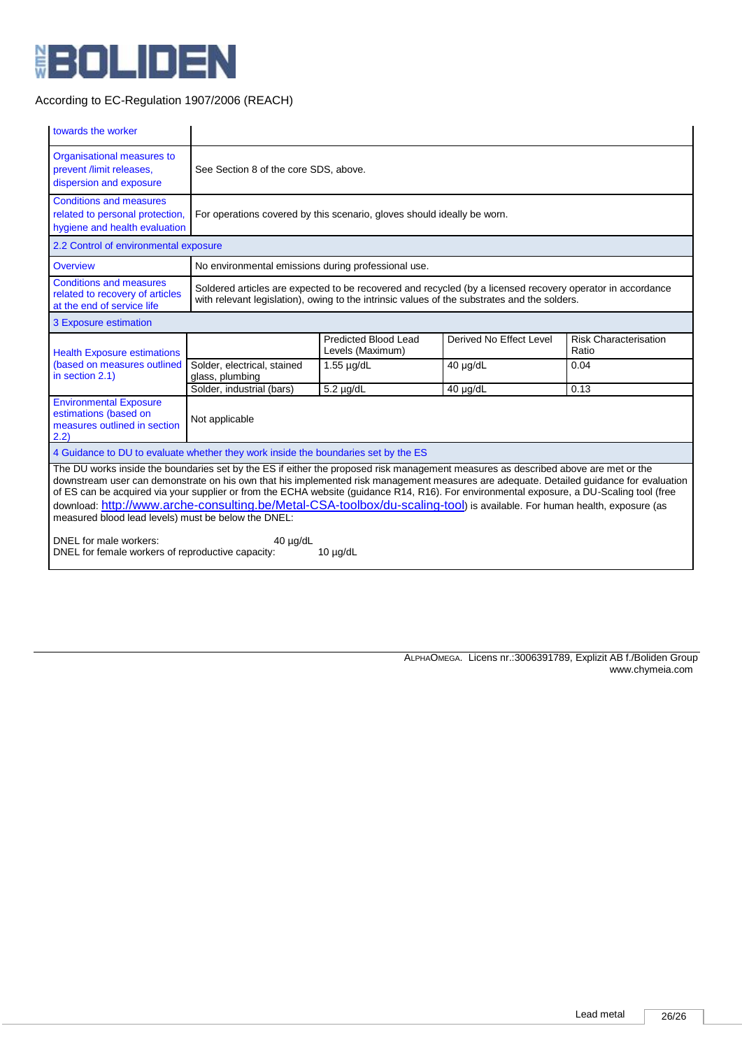According to EC-Regulation 1907/2006 (REACH)

| | |
|---|---|
| towards the worker | |
| Organisational measures to prevent /limit releases, dispersion and exposure | See Section 8 of the core SDS, above. |
| Conditions and measures related to personal protection, hygiene and health evaluation | For operations covered by this scenario, gloves should ideally be worn. |
| **2.2 Control of environmental exposure** | |
| Overview | No environmental emissions during professional use. |
| Conditions and measures related to recovery of articles at the end of service life | Soldered articles are expected to be recovered and recycled (by a licensed recovery operator in accordance with relevant legislation), owing to the intrinsic values of the substrates and the solders. |

**3 Exposure estimation**

| | | Predicted Blood Lead Levels (Maximum) | Derived No Effect Level | Risk Characterisation Ratio |
|---|---|---|---|---|
| Health Exposure estimations (based on measures outlined in section 2.1) | Solder, electrical, stained glass, plumbing | 1.55 µg/dL | 40 µg/dL | 0.04 |
| | Solder, industrial (bars) | 5.2 µg/dL | 40 µg/dL | 0.13 |
| Environmental Exposure estimations (based on measures outlined in section 2.2) | Not applicable | | | |

**4 Guidance to DU to evaluate whether they work inside the boundaries set by the ES**

The DU works inside the boundaries set by the ES if either the proposed risk management measures as described above are met or the downstream user can demonstrate on his own that his implemented risk management measures are adequate. Detailed guidance for evaluation of ES can be acquired via your supplier or from the ECHA website (guidance R14, R16). For environmental exposure, a DU-Scaling tool (free download: http://www.arche-consulting.be/Metal-CSA-toolbox/du-scaling-tool) is available. For human health, exposure (as measured blood lead levels) must be below the DNEL:

DNEL for male workers: 40 µg/dL
DNEL for female workers of reproductive capacity: 10 µg/dL

ALPHAOMEGA. Licens nr.:3006391789, Explizit AB f./Boliden Group
www.chymeia.com